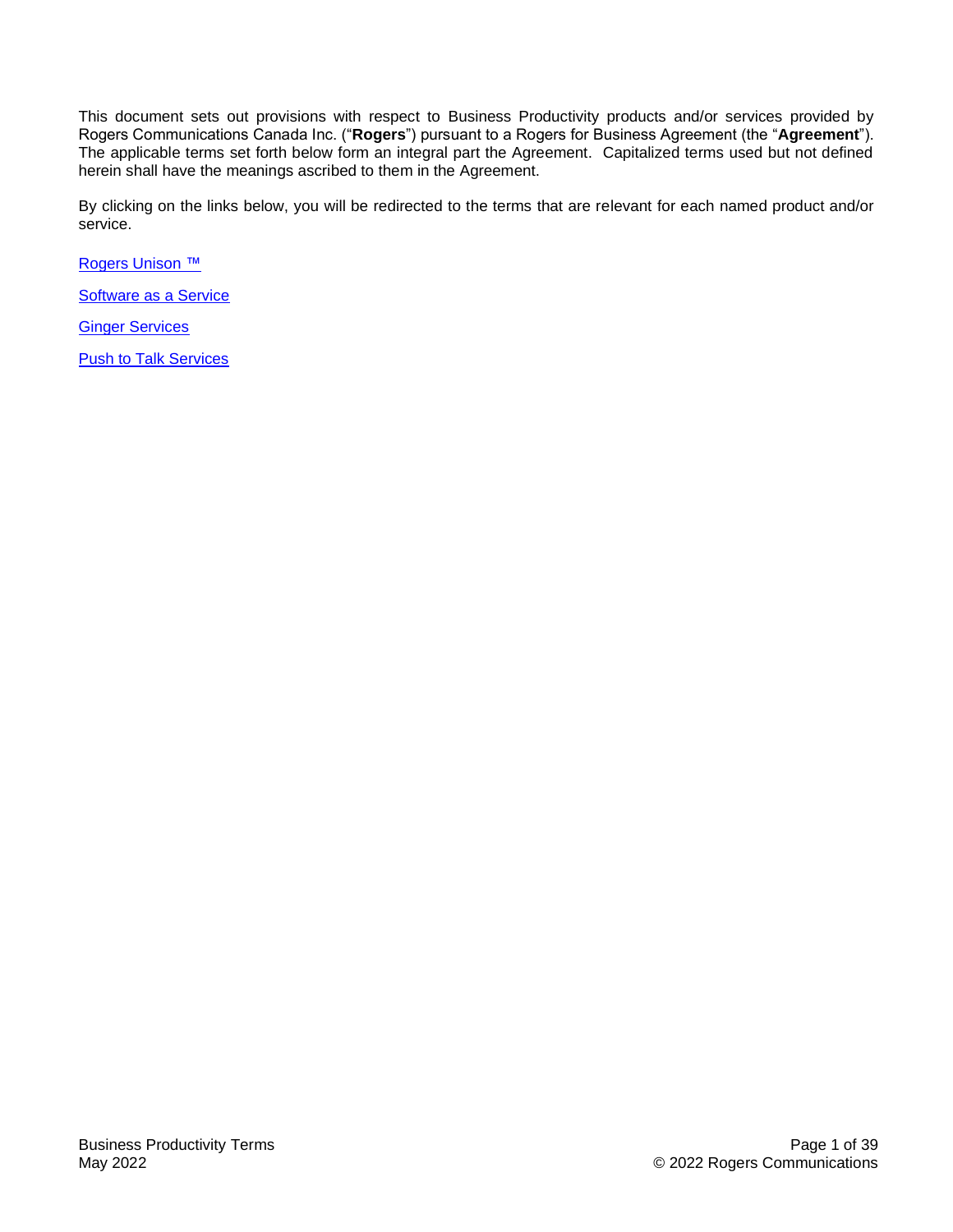This document sets out provisions with respect to Business Productivity products and/or services provided by Rogers Communications Canada Inc. ("**Rogers**") pursuant to a Rogers for Business Agreement (the "**Agreement**"). The applicable terms set forth below form an integral part the Agreement. Capitalized terms used but not defined herein shall have the meanings ascribed to them in the Agreement.

By clicking on the links below, you will be redirected to the terms that are relevant for each named product and/or service.

Rogers Unison ™

Software as a Service

Ginger Services

Push to Talk Services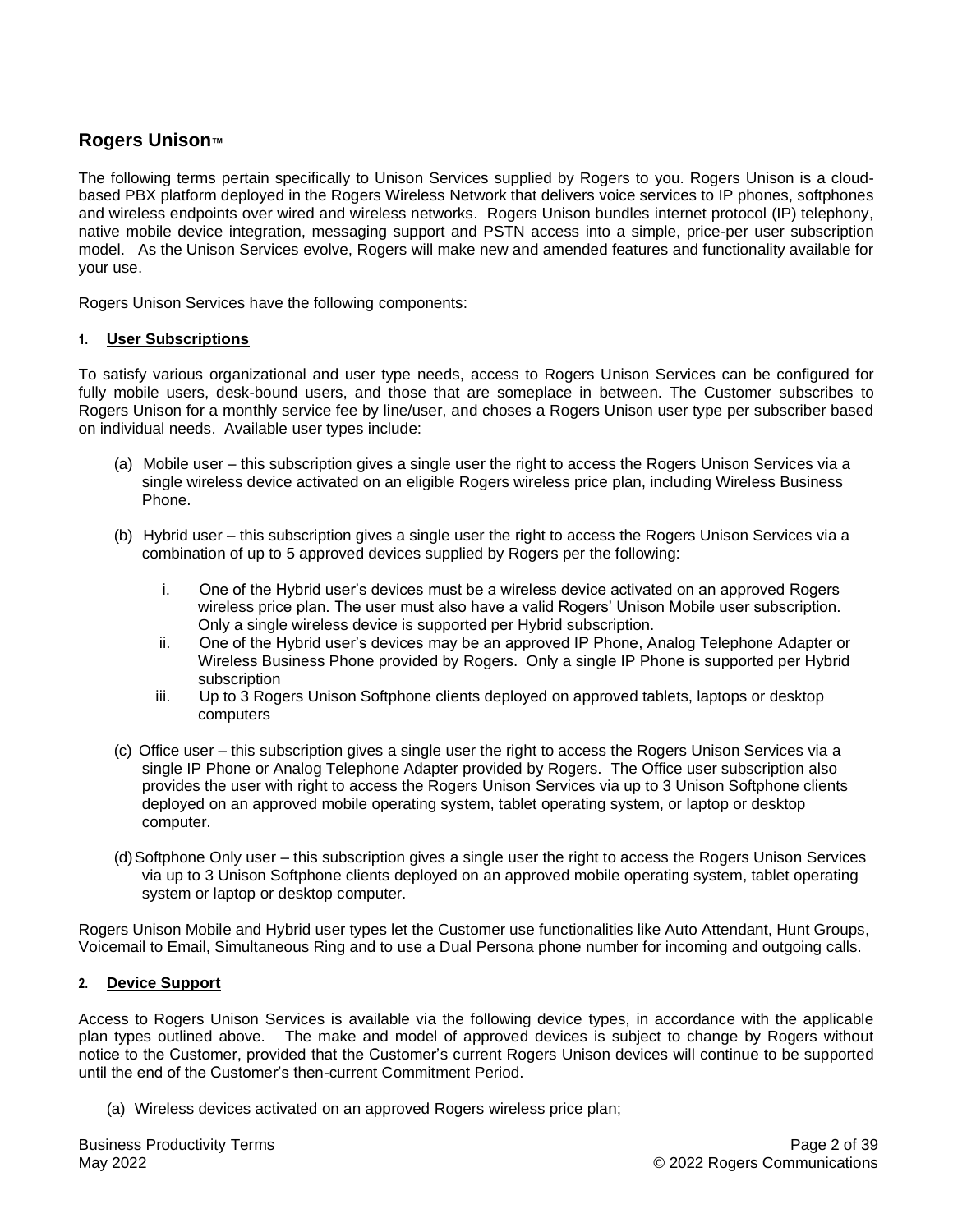## Rogers Unison™

The following terms pertain specifically to Unison Services supplied by Rogers to you. Rogers Unison is a cloud-based PBX platform deployed in the Rogers Wireless Network that delivers voice services to IP phones, softphones and wireless endpoints over wired and wireless networks. Rogers Unison bundles internet protocol (IP) telephony, native mobile device integration, messaging support and PSTN access into a simple, price-per user subscription model. As the Unison Services evolve, Rogers will make new and amended features and functionality available for your use.

Rogers Unison Services have the following components:

### 1. User Subscriptions

To satisfy various organizational and user type needs, access to Rogers Unison Services can be configured for fully mobile users, desk-bound users, and those that are someplace in between. The Customer subscribes to Rogers Unison for a monthly service fee by line/user, and choses a Rogers Unison user type per subscriber based on individual needs. Available user types include:

(a) Mobile user – this subscription gives a single user the right to access the Rogers Unison Services via a single wireless device activated on an eligible Rogers wireless price plan, including Wireless Business Phone.

(b) Hybrid user – this subscription gives a single user the right to access the Rogers Unison Services via a combination of up to 5 approved devices supplied by Rogers per the following:

i. One of the Hybrid user's devices must be a wireless device activated on an approved Rogers wireless price plan. The user must also have a valid Rogers' Unison Mobile user subscription. Only a single wireless device is supported per Hybrid subscription.

ii. One of the Hybrid user's devices may be an approved IP Phone, Analog Telephone Adapter or Wireless Business Phone provided by Rogers. Only a single IP Phone is supported per Hybrid subscription

iii. Up to 3 Rogers Unison Softphone clients deployed on approved tablets, laptops or desktop computers

(c) Office user – this subscription gives a single user the right to access the Rogers Unison Services via a single IP Phone or Analog Telephone Adapter provided by Rogers. The Office user subscription also provides the user with right to access the Rogers Unison Services via up to 3 Unison Softphone clients deployed on an approved mobile operating system, tablet operating system, or laptop or desktop computer.

(d) Softphone Only user – this subscription gives a single user the right to access the Rogers Unison Services via up to 3 Unison Softphone clients deployed on an approved mobile operating system, tablet operating system or laptop or desktop computer.

Rogers Unison Mobile and Hybrid user types let the Customer use functionalities like Auto Attendant, Hunt Groups, Voicemail to Email, Simultaneous Ring and to use a Dual Persona phone number for incoming and outgoing calls.

### 2. Device Support

Access to Rogers Unison Services is available via the following device types, in accordance with the applicable plan types outlined above. The make and model of approved devices is subject to change by Rogers without notice to the Customer, provided that the Customer's current Rogers Unison devices will continue to be supported until the end of the Customer's then-current Commitment Period.

(a) Wireless devices activated on an approved Rogers wireless price plan;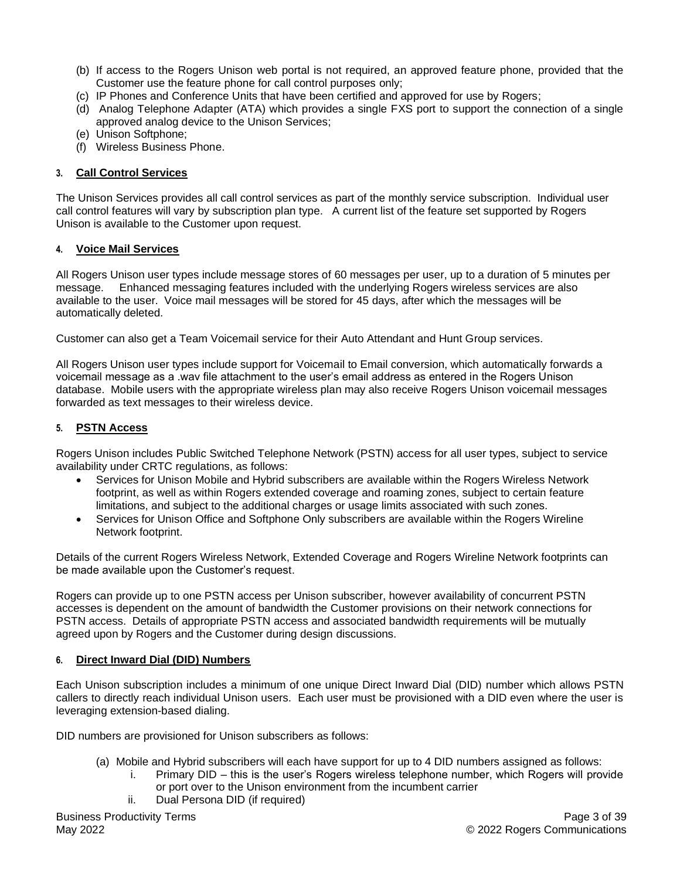(b) If access to the Rogers Unison web portal is not required, an approved feature phone, provided that the Customer use the feature phone for call control purposes only;
(c) IP Phones and Conference Units that have been certified and approved for use by Rogers;
(d) Analog Telephone Adapter (ATA) which provides a single FXS port to support the connection of a single approved analog device to the Unison Services;
(e) Unison Softphone;
(f) Wireless Business Phone.

## 3. **Call Control Services**

The Unison Services provides all call control services as part of the monthly service subscription. Individual user call control features will vary by subscription plan type. A current list of the feature set supported by Rogers Unison is available to the Customer upon request.

## 4. **Voice Mail Services**

All Rogers Unison user types include message stores of 60 messages per user, up to a duration of 5 minutes per message. Enhanced messaging features included with the underlying Rogers wireless services are also available to the user. Voice mail messages will be stored for 45 days, after which the messages will be automatically deleted.

Customer can also get a Team Voicemail service for their Auto Attendant and Hunt Group services.

All Rogers Unison user types include support for Voicemail to Email conversion, which automatically forwards a voicemail message as a .wav file attachment to the user's email address as entered in the Rogers Unison database. Mobile users with the appropriate wireless plan may also receive Rogers Unison voicemail messages forwarded as text messages to their wireless device.

## 5. **PSTN Access**

Rogers Unison includes Public Switched Telephone Network (PSTN) access for all user types, subject to service availability under CRTC regulations, as follows:

- Services for Unison Mobile and Hybrid subscribers are available within the Rogers Wireless Network footprint, as well as within Rogers extended coverage and roaming zones, subject to certain feature limitations, and subject to the additional charges or usage limits associated with such zones.
- Services for Unison Office and Softphone Only subscribers are available within the Rogers Wireline Network footprint.

Details of the current Rogers Wireless Network, Extended Coverage and Rogers Wireline Network footprints can be made available upon the Customer's request.

Rogers can provide up to one PSTN access per Unison subscriber, however availability of concurrent PSTN accesses is dependent on the amount of bandwidth the Customer provisions on their network connections for PSTN access. Details of appropriate PSTN access and associated bandwidth requirements will be mutually agreed upon by Rogers and the Customer during design discussions.

## 6. **Direct Inward Dial (DID) Numbers**

Each Unison subscription includes a minimum of one unique Direct Inward Dial (DID) number which allows PSTN callers to directly reach individual Unison users. Each user must be provisioned with a DID even where the user is leveraging extension-based dialing.

DID numbers are provisioned for Unison subscribers as follows:

(a) Mobile and Hybrid subscribers will each have support for up to 4 DID numbers assigned as follows:
   i. Primary DID – this is the user's Rogers wireless telephone number, which Rogers will provide or port over to the Unison environment from the incumbent carrier
   ii. Dual Persona DID (if required)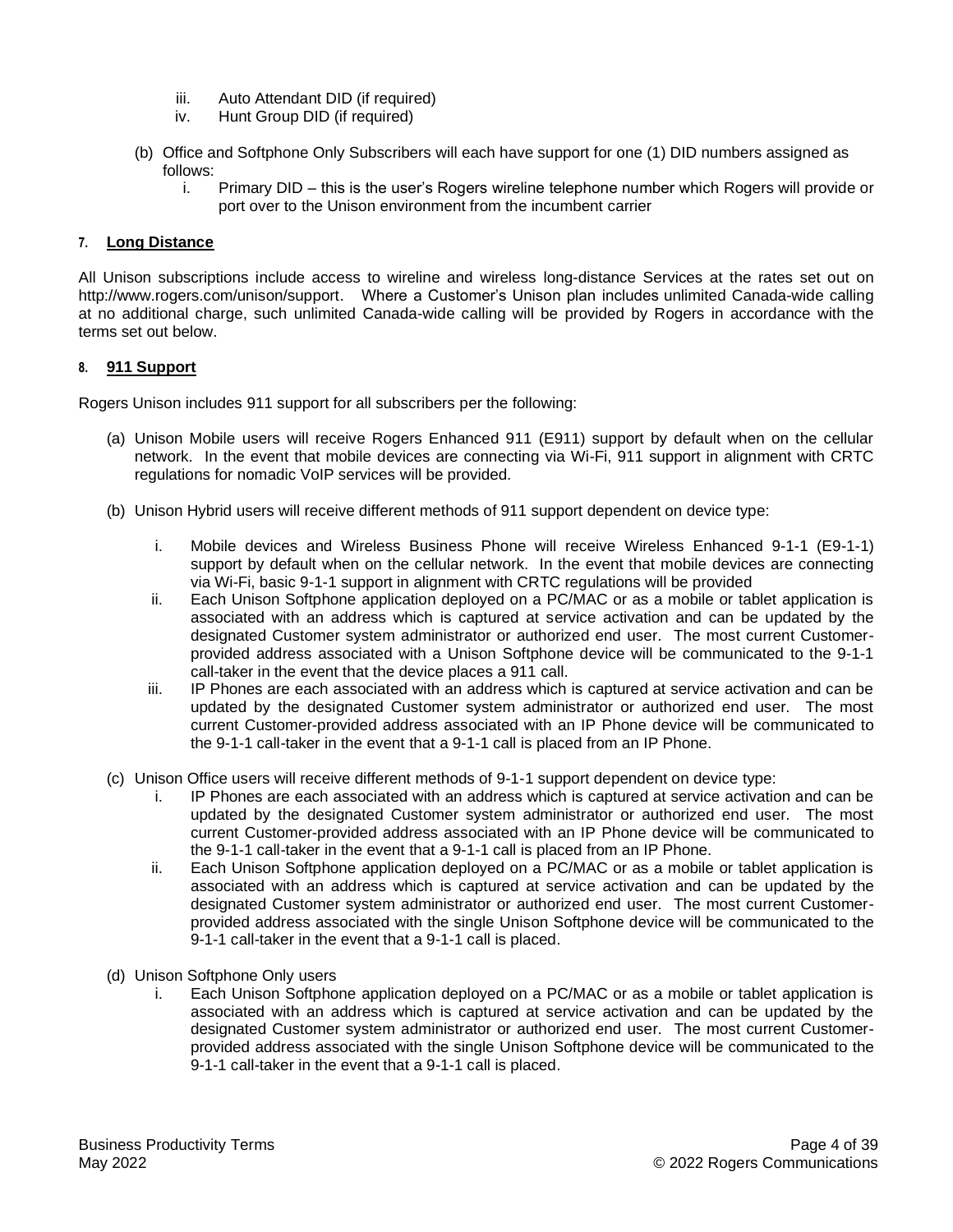iii. Auto Attendant DID (if required)
   iv. Hunt Group DID (if required)

(b) Office and Softphone Only Subscribers will each have support for one (1) DID numbers assigned as follows:
   i. Primary DID – this is the user's Rogers wireline telephone number which Rogers will provide or port over to the Unison environment from the incumbent carrier

## 7. Long Distance

All Unison subscriptions include access to wireline and wireless long-distance Services at the rates set out on http://www.rogers.com/unison/support. Where a Customer's Unison plan includes unlimited Canada-wide calling at no additional charge, such unlimited Canada-wide calling will be provided by Rogers in accordance with the terms set out below.

## 8. 911 Support

Rogers Unison includes 911 support for all subscribers per the following:

(a) Unison Mobile users will receive Rogers Enhanced 911 (E911) support by default when on the cellular network. In the event that mobile devices are connecting via Wi-Fi, 911 support in alignment with CRTC regulations for nomadic VoIP services will be provided.

(b) Unison Hybrid users will receive different methods of 911 support dependent on device type:

   i. Mobile devices and Wireless Business Phone will receive Wireless Enhanced 9-1-1 (E9-1-1) support by default when on the cellular network. In the event that mobile devices are connecting via Wi-Fi, basic 9-1-1 support in alignment with CRTC regulations will be provided
   ii. Each Unison Softphone application deployed on a PC/MAC or as a mobile or tablet application is associated with an address which is captured at service activation and can be updated by the designated Customer system administrator or authorized end user. The most current Customer-provided address associated with a Unison Softphone device will be communicated to the 9-1-1 call-taker in the event that the device places a 911 call.
   iii. IP Phones are each associated with an address which is captured at service activation and can be updated by the designated Customer system administrator or authorized end user. The most current Customer-provided address associated with an IP Phone device will be communicated to the 9-1-1 call-taker in the event that a 9-1-1 call is placed from an IP Phone.

(c) Unison Office users will receive different methods of 9-1-1 support dependent on device type:
   i. IP Phones are each associated with an address which is captured at service activation and can be updated by the designated Customer system administrator or authorized end user. The most current Customer-provided address associated with an IP Phone device will be communicated to the 9-1-1 call-taker in the event that a 9-1-1 call is placed from an IP Phone.
   ii. Each Unison Softphone application deployed on a PC/MAC or as a mobile or tablet application is associated with an address which is captured at service activation and can be updated by the designated Customer system administrator or authorized end user. The most current Customer-provided address associated with the single Unison Softphone device will be communicated to the 9-1-1 call-taker in the event that a 9-1-1 call is placed.

(d) Unison Softphone Only users
   i. Each Unison Softphone application deployed on a PC/MAC or as a mobile or tablet application is associated with an address which is captured at service activation and can be updated by the designated Customer system administrator or authorized end user. The most current Customer-provided address associated with the single Unison Softphone device will be communicated to the 9-1-1 call-taker in the event that a 9-1-1 call is placed.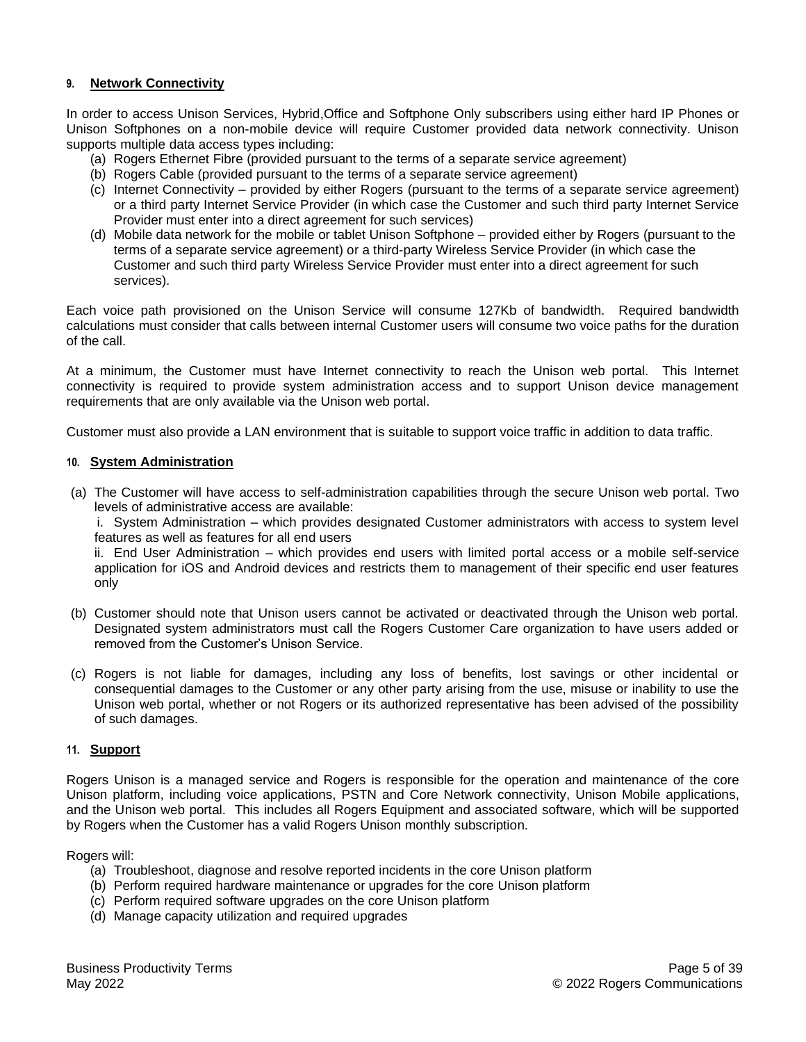## 9. Network Connectivity

In order to access Unison Services, Hybrid,Office and Softphone Only subscribers using either hard IP Phones or Unison Softphones on a non-mobile device will require Customer provided data network connectivity. Unison supports multiple data access types including:

(a) Rogers Ethernet Fibre (provided pursuant to the terms of a separate service agreement)
(b) Rogers Cable (provided pursuant to the terms of a separate service agreement)
(c) Internet Connectivity – provided by either Rogers (pursuant to the terms of a separate service agreement) or a third party Internet Service Provider (in which case the Customer and such third party Internet Service Provider must enter into a direct agreement for such services)
(d) Mobile data network for the mobile or tablet Unison Softphone – provided either by Rogers (pursuant to the terms of a separate service agreement) or a third-party Wireless Service Provider (in which case the Customer and such third party Wireless Service Provider must enter into a direct agreement for such services).

Each voice path provisioned on the Unison Service will consume 127Kb of bandwidth. Required bandwidth calculations must consider that calls between internal Customer users will consume two voice paths for the duration of the call.

At a minimum, the Customer must have Internet connectivity to reach the Unison web portal. This Internet connectivity is required to provide system administration access and to support Unison device management requirements that are only available via the Unison web portal.

Customer must also provide a LAN environment that is suitable to support voice traffic in addition to data traffic.

## 10. System Administration

(a) The Customer will have access to self-administration capabilities through the secure Unison web portal. Two levels of administrative access are available:

i. System Administration – which provides designated Customer administrators with access to system level features as well as features for all end users

ii. End User Administration – which provides end users with limited portal access or a mobile self-service application for iOS and Android devices and restricts them to management of their specific end user features only

(b) Customer should note that Unison users cannot be activated or deactivated through the Unison web portal. Designated system administrators must call the Rogers Customer Care organization to have users added or removed from the Customer's Unison Service.

(c) Rogers is not liable for damages, including any loss of benefits, lost savings or other incidental or consequential damages to the Customer or any other party arising from the use, misuse or inability to use the Unison web portal, whether or not Rogers or its authorized representative has been advised of the possibility of such damages.

## 11. Support

Rogers Unison is a managed service and Rogers is responsible for the operation and maintenance of the core Unison platform, including voice applications, PSTN and Core Network connectivity, Unison Mobile applications, and the Unison web portal. This includes all Rogers Equipment and associated software, which will be supported by Rogers when the Customer has a valid Rogers Unison monthly subscription.

Rogers will:

(a) Troubleshoot, diagnose and resolve reported incidents in the core Unison platform
(b) Perform required hardware maintenance or upgrades for the core Unison platform
(c) Perform required software upgrades on the core Unison platform
(d) Manage capacity utilization and required upgrades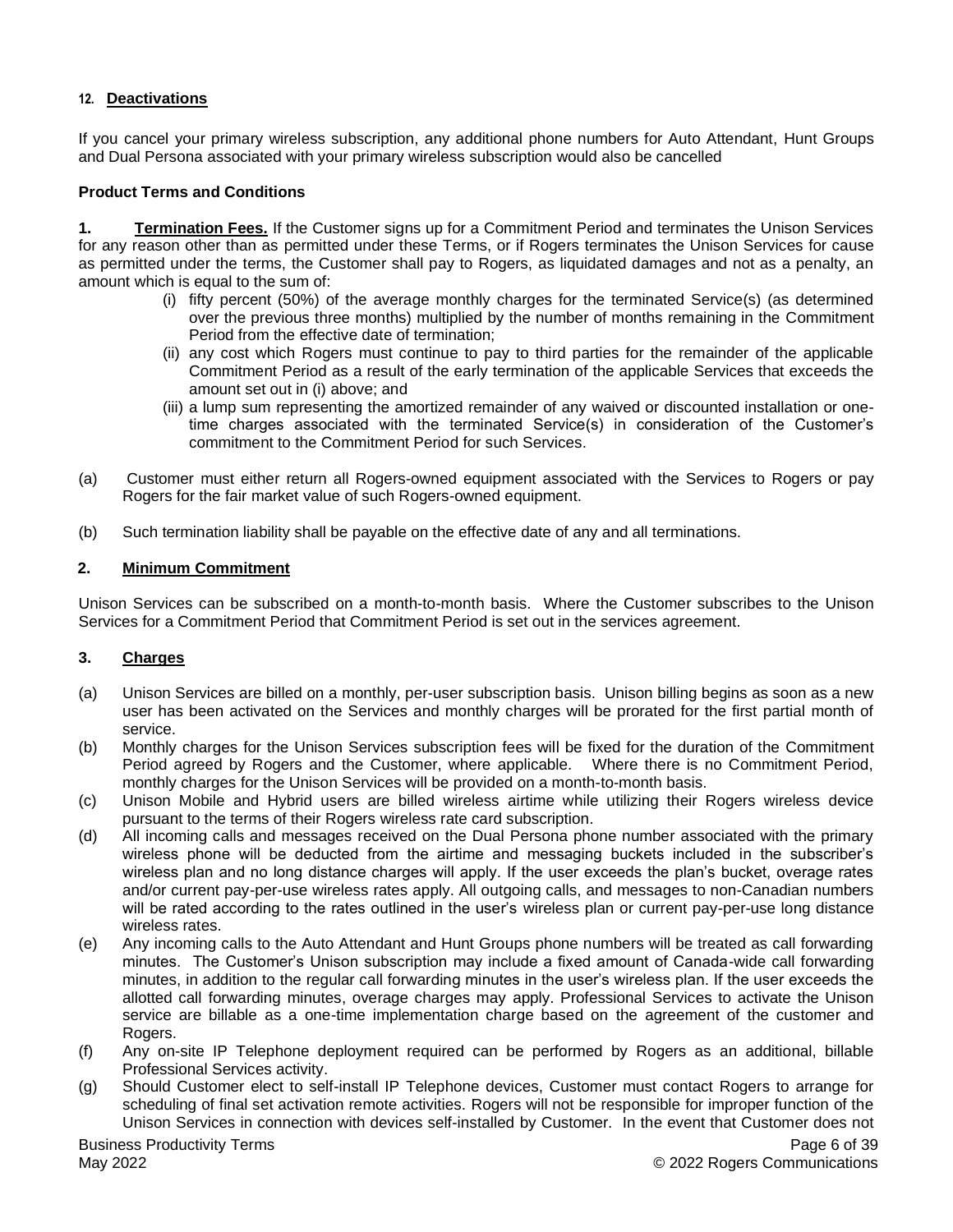### 12. Deactivations

If you cancel your primary wireless subscription, any additional phone numbers for Auto Attendant, Hunt Groups and Dual Persona associated with your primary wireless subscription would also be cancelled

**Product Terms and Conditions**

**1. Termination Fees.** If the Customer signs up for a Commitment Period and terminates the Unison Services for any reason other than as permitted under these Terms, or if Rogers terminates the Unison Services for cause as permitted under the terms, the Customer shall pay to Rogers, as liquidated damages and not as a penalty, an amount which is equal to the sum of:

(i) fifty percent (50%) of the average monthly charges for the terminated Service(s) (as determined over the previous three months) multiplied by the number of months remaining in the Commitment Period from the effective date of termination;

(ii) any cost which Rogers must continue to pay to third parties for the remainder of the applicable Commitment Period as a result of the early termination of the applicable Services that exceeds the amount set out in (i) above; and

(iii) a lump sum representing the amortized remainder of any waived or discounted installation or one-time charges associated with the terminated Service(s) in consideration of the Customer's commitment to the Commitment Period for such Services.

(a) Customer must either return all Rogers-owned equipment associated with the Services to Rogers or pay Rogers for the fair market value of such Rogers-owned equipment.

(b) Such termination liability shall be payable on the effective date of any and all terminations.

### 2. Minimum Commitment

Unison Services can be subscribed on a month-to-month basis. Where the Customer subscribes to the Unison Services for a Commitment Period that Commitment Period is set out in the services agreement.

### 3. Charges

(a) Unison Services are billed on a monthly, per-user subscription basis. Unison billing begins as soon as a new user has been activated on the Services and monthly charges will be prorated for the first partial month of service.

(b) Monthly charges for the Unison Services subscription fees will be fixed for the duration of the Commitment Period agreed by Rogers and the Customer, where applicable. Where there is no Commitment Period, monthly charges for the Unison Services will be provided on a month-to-month basis.

(c) Unison Mobile and Hybrid users are billed wireless airtime while utilizing their Rogers wireless device pursuant to the terms of their Rogers wireless rate card subscription.

(d) All incoming calls and messages received on the Dual Persona phone number associated with the primary wireless phone will be deducted from the airtime and messaging buckets included in the subscriber's wireless plan and no long distance charges will apply. If the user exceeds the plan's bucket, overage rates and/or current pay-per-use wireless rates apply. All outgoing calls, and messages to non-Canadian numbers will be rated according to the rates outlined in the user's wireless plan or current pay-per-use long distance wireless rates.

(e) Any incoming calls to the Auto Attendant and Hunt Groups phone numbers will be treated as call forwarding minutes. The Customer's Unison subscription may include a fixed amount of Canada-wide call forwarding minutes, in addition to the regular call forwarding minutes in the user's wireless plan. If the user exceeds the allotted call forwarding minutes, overage charges may apply. Professional Services to activate the Unison service are billable as a one-time implementation charge based on the agreement of the customer and Rogers.

(f) Any on-site IP Telephone deployment required can be performed by Rogers as an additional, billable Professional Services activity.

(g) Should Customer elect to self-install IP Telephone devices, Customer must contact Rogers to arrange for scheduling of final set activation remote activities. Rogers will not be responsible for improper function of the Unison Services in connection with devices self-installed by Customer. In the event that Customer does not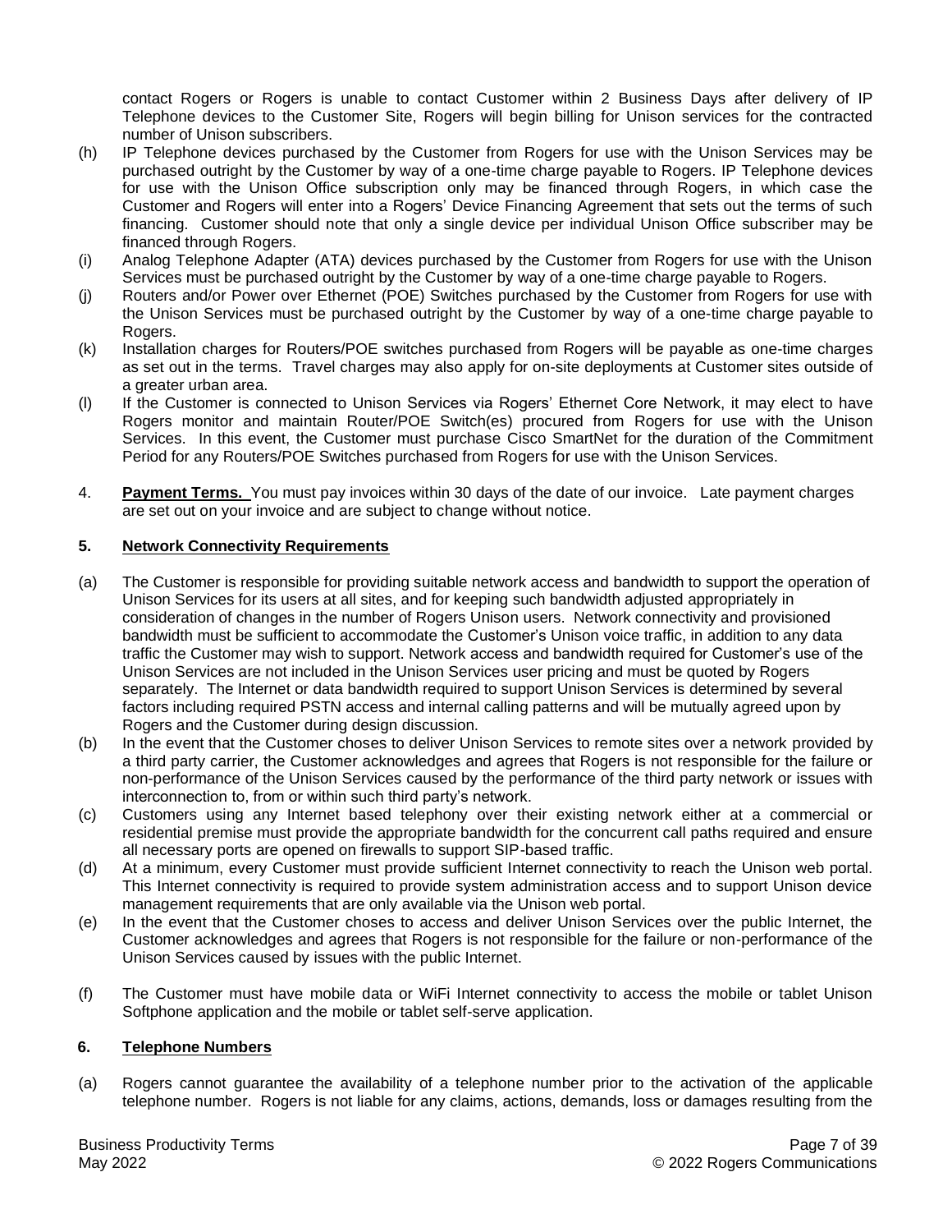contact Rogers or Rogers is unable to contact Customer within 2 Business Days after delivery of IP Telephone devices to the Customer Site, Rogers will begin billing for Unison services for the contracted number of Unison subscribers.

(h) IP Telephone devices purchased by the Customer from Rogers for use with the Unison Services may be purchased outright by the Customer by way of a one-time charge payable to Rogers. IP Telephone devices for use with the Unison Office subscription only may be financed through Rogers, in which case the Customer and Rogers will enter into a Rogers' Device Financing Agreement that sets out the terms of such financing. Customer should note that only a single device per individual Unison Office subscriber may be financed through Rogers.

(i) Analog Telephone Adapter (ATA) devices purchased by the Customer from Rogers for use with the Unison Services must be purchased outright by the Customer by way of a one-time charge payable to Rogers.

(j) Routers and/or Power over Ethernet (POE) Switches purchased by the Customer from Rogers for use with the Unison Services must be purchased outright by the Customer by way of a one-time charge payable to Rogers.

(k) Installation charges for Routers/POE switches purchased from Rogers will be payable as one-time charges as set out in the terms. Travel charges may also apply for on-site deployments at Customer sites outside of a greater urban area.

(l) If the Customer is connected to Unison Services via Rogers' Ethernet Core Network, it may elect to have Rogers monitor and maintain Router/POE Switch(es) procured from Rogers for use with the Unison Services. In this event, the Customer must purchase Cisco SmartNet for the duration of the Commitment Period for any Routers/POE Switches purchased from Rogers for use with the Unison Services.

4. **Payment Terms.** You must pay invoices within 30 days of the date of our invoice. Late payment charges are set out on your invoice and are subject to change without notice.

## 5. Network Connectivity Requirements

(a) The Customer is responsible for providing suitable network access and bandwidth to support the operation of Unison Services for its users at all sites, and for keeping such bandwidth adjusted appropriately in consideration of changes in the number of Rogers Unison users. Network connectivity and provisioned bandwidth must be sufficient to accommodate the Customer's Unison voice traffic, in addition to any data traffic the Customer may wish to support. Network access and bandwidth required for Customer's use of the Unison Services are not included in the Unison Services user pricing and must be quoted by Rogers separately. The Internet or data bandwidth required to support Unison Services is determined by several factors including required PSTN access and internal calling patterns and will be mutually agreed upon by Rogers and the Customer during design discussion.

(b) In the event that the Customer choses to deliver Unison Services to remote sites over a network provided by a third party carrier, the Customer acknowledges and agrees that Rogers is not responsible for the failure or non-performance of the Unison Services caused by the performance of the third party network or issues with interconnection to, from or within such third party's network.

(c) Customers using any Internet based telephony over their existing network either at a commercial or residential premise must provide the appropriate bandwidth for the concurrent call paths required and ensure all necessary ports are opened on firewalls to support SIP-based traffic.

(d) At a minimum, every Customer must provide sufficient Internet connectivity to reach the Unison web portal. This Internet connectivity is required to provide system administration access and to support Unison device management requirements that are only available via the Unison web portal.

(e) In the event that the Customer choses to access and deliver Unison Services over the public Internet, the Customer acknowledges and agrees that Rogers is not responsible for the failure or non-performance of the Unison Services caused by issues with the public Internet.

(f) The Customer must have mobile data or WiFi Internet connectivity to access the mobile or tablet Unison Softphone application and the mobile or tablet self-serve application.

## 6. Telephone Numbers

(a) Rogers cannot guarantee the availability of a telephone number prior to the activation of the applicable telephone number. Rogers is not liable for any claims, actions, demands, loss or damages resulting from the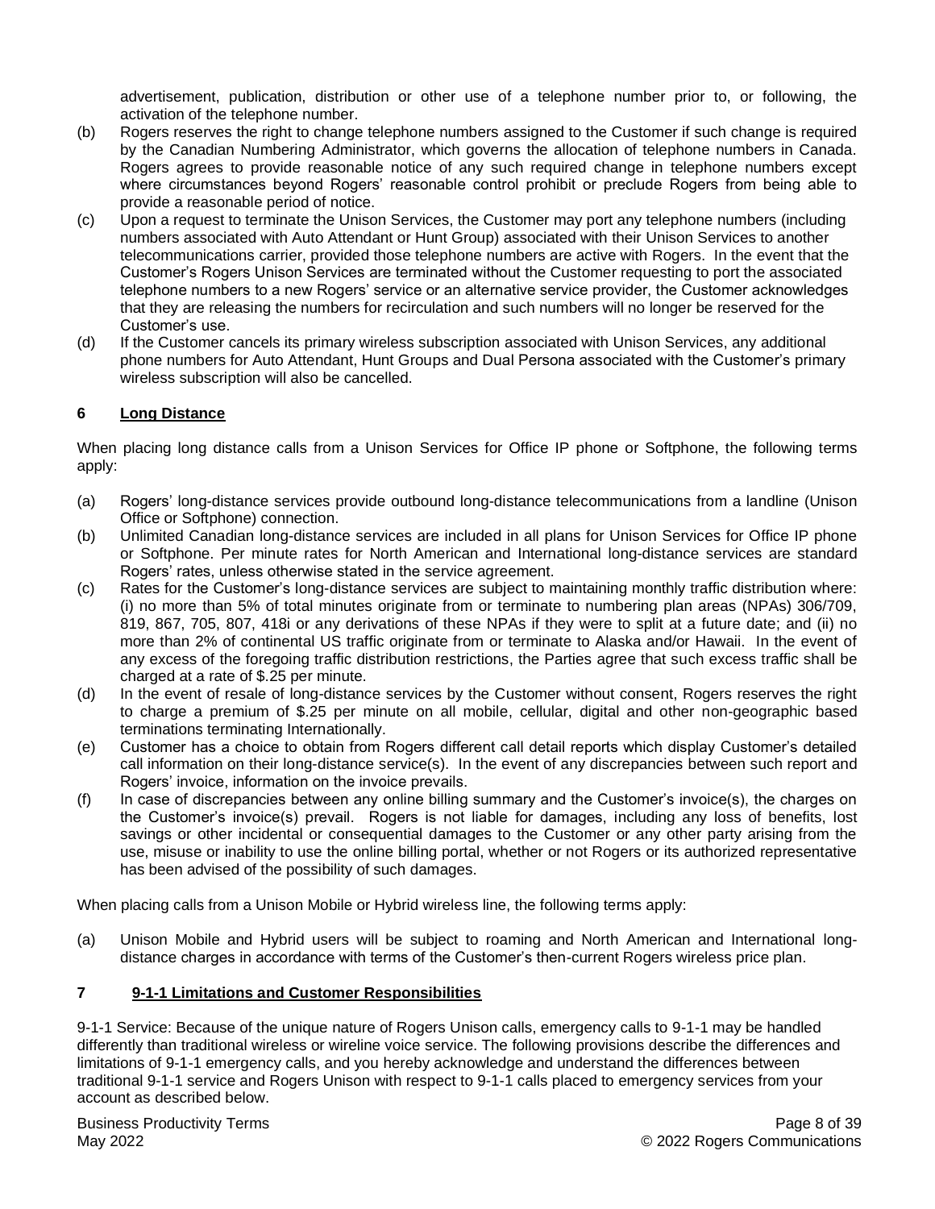advertisement, publication, distribution or other use of a telephone number prior to, or following, the activation of the telephone number.

(b) Rogers reserves the right to change telephone numbers assigned to the Customer if such change is required by the Canadian Numbering Administrator, which governs the allocation of telephone numbers in Canada. Rogers agrees to provide reasonable notice of any such required change in telephone numbers except where circumstances beyond Rogers' reasonable control prohibit or preclude Rogers from being able to provide a reasonable period of notice.

(c) Upon a request to terminate the Unison Services, the Customer may port any telephone numbers (including numbers associated with Auto Attendant or Hunt Group) associated with their Unison Services to another telecommunications carrier, provided those telephone numbers are active with Rogers. In the event that the Customer's Rogers Unison Services are terminated without the Customer requesting to port the associated telephone numbers to a new Rogers' service or an alternative service provider, the Customer acknowledges that they are releasing the numbers for recirculation and such numbers will no longer be reserved for the Customer's use.

(d) If the Customer cancels its primary wireless subscription associated with Unison Services, any additional phone numbers for Auto Attendant, Hunt Groups and Dual Persona associated with the Customer's primary wireless subscription will also be cancelled.

## 6 Long Distance

When placing long distance calls from a Unison Services for Office IP phone or Softphone, the following terms apply:

(a) Rogers' long-distance services provide outbound long-distance telecommunications from a landline (Unison Office or Softphone) connection.

(b) Unlimited Canadian long-distance services are included in all plans for Unison Services for Office IP phone or Softphone. Per minute rates for North American and International long-distance services are standard Rogers' rates, unless otherwise stated in the service agreement.

(c) Rates for the Customer's long-distance services are subject to maintaining monthly traffic distribution where: (i) no more than 5% of total minutes originate from or terminate to numbering plan areas (NPAs) 306/709, 819, 867, 705, 807, 418i or any derivations of these NPAs if they were to split at a future date; and (ii) no more than 2% of continental US traffic originate from or terminate to Alaska and/or Hawaii. In the event of any excess of the foregoing traffic distribution restrictions, the Parties agree that such excess traffic shall be charged at a rate of $.25 per minute.

(d) In the event of resale of long-distance services by the Customer without consent, Rogers reserves the right to charge a premium of $.25 per minute on all mobile, cellular, digital and other non-geographic based terminations terminating Internationally.

(e) Customer has a choice to obtain from Rogers different call detail reports which display Customer's detailed call information on their long-distance service(s). In the event of any discrepancies between such report and Rogers' invoice, information on the invoice prevails.

(f) In case of discrepancies between any online billing summary and the Customer's invoice(s), the charges on the Customer's invoice(s) prevail. Rogers is not liable for damages, including any loss of benefits, lost savings or other incidental or consequential damages to the Customer or any other party arising from the use, misuse or inability to use the online billing portal, whether or not Rogers or its authorized representative has been advised of the possibility of such damages.

When placing calls from a Unison Mobile or Hybrid wireless line, the following terms apply:

(a) Unison Mobile and Hybrid users will be subject to roaming and North American and International long-distance charges in accordance with terms of the Customer's then-current Rogers wireless price plan.

## 7 9-1-1 Limitations and Customer Responsibilities

9-1-1 Service: Because of the unique nature of Rogers Unison calls, emergency calls to 9-1-1 may be handled differently than traditional wireless or wireline voice service. The following provisions describe the differences and limitations of 9-1-1 emergency calls, and you hereby acknowledge and understand the differences between traditional 9-1-1 service and Rogers Unison with respect to 9-1-1 calls placed to emergency services from your account as described below.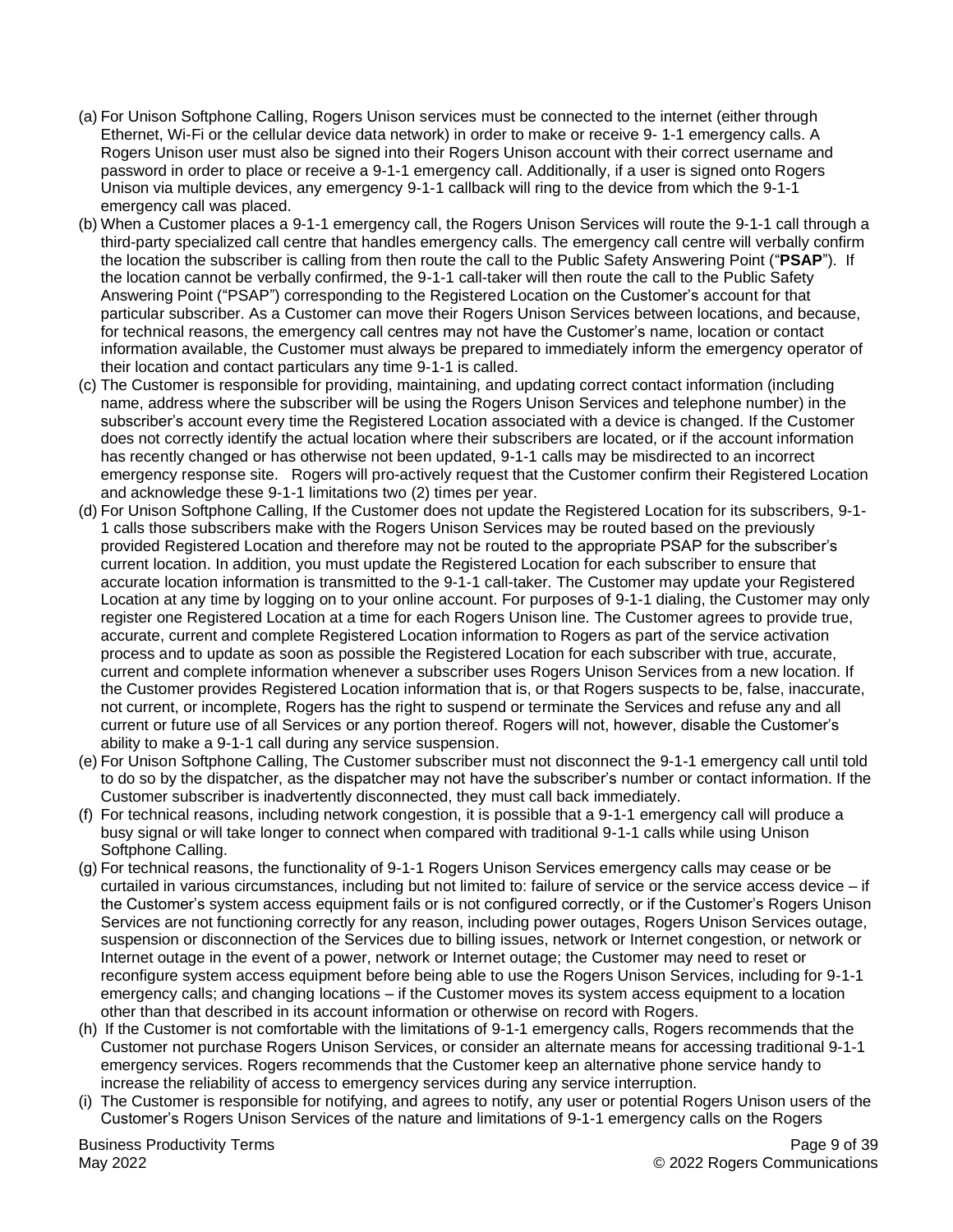(a) For Unison Softphone Calling, Rogers Unison services must be connected to the internet (either through Ethernet, Wi-Fi or the cellular device data network) in order to make or receive 9- 1-1 emergency calls. A Rogers Unison user must also be signed into their Rogers Unison account with their correct username and password in order to place or receive a 9-1-1 emergency call. Additionally, if a user is signed onto Rogers Unison via multiple devices, any emergency 9-1-1 callback will ring to the device from which the 9-1-1 emergency call was placed.

(b) When a Customer places a 9-1-1 emergency call, the Rogers Unison Services will route the 9-1-1 call through a third-party specialized call centre that handles emergency calls. The emergency call centre will verbally confirm the location the subscriber is calling from then route the call to the Public Safety Answering Point ("**PSAP**"). If the location cannot be verbally confirmed, the 9-1-1 call-taker will then route the call to the Public Safety Answering Point ("PSAP") corresponding to the Registered Location on the Customer's account for that particular subscriber. As a Customer can move their Rogers Unison Services between locations, and because, for technical reasons, the emergency call centres may not have the Customer's name, location or contact information available, the Customer must always be prepared to immediately inform the emergency operator of their location and contact particulars any time 9-1-1 is called.

(c) The Customer is responsible for providing, maintaining, and updating correct contact information (including name, address where the subscriber will be using the Rogers Unison Services and telephone number) in the subscriber's account every time the Registered Location associated with a device is changed. If the Customer does not correctly identify the actual location where their subscribers are located, or if the account information has recently changed or has otherwise not been updated, 9-1-1 calls may be misdirected to an incorrect emergency response site. Rogers will pro-actively request that the Customer confirm their Registered Location and acknowledge these 9-1-1 limitations two (2) times per year.

(d) For Unison Softphone Calling, If the Customer does not update the Registered Location for its subscribers, 9-1-1 calls those subscribers make with the Rogers Unison Services may be routed based on the previously provided Registered Location and therefore may not be routed to the appropriate PSAP for the subscriber's current location. In addition, you must update the Registered Location for each subscriber to ensure that accurate location information is transmitted to the 9-1-1 call-taker. The Customer may update your Registered Location at any time by logging on to your online account. For purposes of 9-1-1 dialing, the Customer may only register one Registered Location at a time for each Rogers Unison line. The Customer agrees to provide true, accurate, current and complete Registered Location information to Rogers as part of the service activation process and to update as soon as possible the Registered Location for each subscriber with true, accurate, current and complete information whenever a subscriber uses Rogers Unison Services from a new location. If the Customer provides Registered Location information that is, or that Rogers suspects to be, false, inaccurate, not current, or incomplete, Rogers has the right to suspend or terminate the Services and refuse any and all current or future use of all Services or any portion thereof. Rogers will not, however, disable the Customer's ability to make a 9-1-1 call during any service suspension.

(e) For Unison Softphone Calling, The Customer subscriber must not disconnect the 9-1-1 emergency call until told to do so by the dispatcher, as the dispatcher may not have the subscriber's number or contact information. If the Customer subscriber is inadvertently disconnected, they must call back immediately.

(f) For technical reasons, including network congestion, it is possible that a 9-1-1 emergency call will produce a busy signal or will take longer to connect when compared with traditional 9-1-1 calls while using Unison Softphone Calling.

(g) For technical reasons, the functionality of 9-1-1 Rogers Unison Services emergency calls may cease or be curtailed in various circumstances, including but not limited to: failure of service or the service access device – if the Customer's system access equipment fails or is not configured correctly, or if the Customer's Rogers Unison Services are not functioning correctly for any reason, including power outages, Rogers Unison Services outage, suspension or disconnection of the Services due to billing issues, network or Internet congestion, or network or Internet outage in the event of a power, network or Internet outage; the Customer may need to reset or reconfigure system access equipment before being able to use the Rogers Unison Services, including for 9-1-1 emergency calls; and changing locations – if the Customer moves its system access equipment to a location other than that described in its account information or otherwise on record with Rogers.

(h) If the Customer is not comfortable with the limitations of 9-1-1 emergency calls, Rogers recommends that the Customer not purchase Rogers Unison Services, or consider an alternate means for accessing traditional 9-1-1 emergency services. Rogers recommends that the Customer keep an alternative phone service handy to increase the reliability of access to emergency services during any service interruption.

(i) The Customer is responsible for notifying, and agrees to notify, any user or potential Rogers Unison users of the Customer's Rogers Unison Services of the nature and limitations of 9-1-1 emergency calls on the Rogers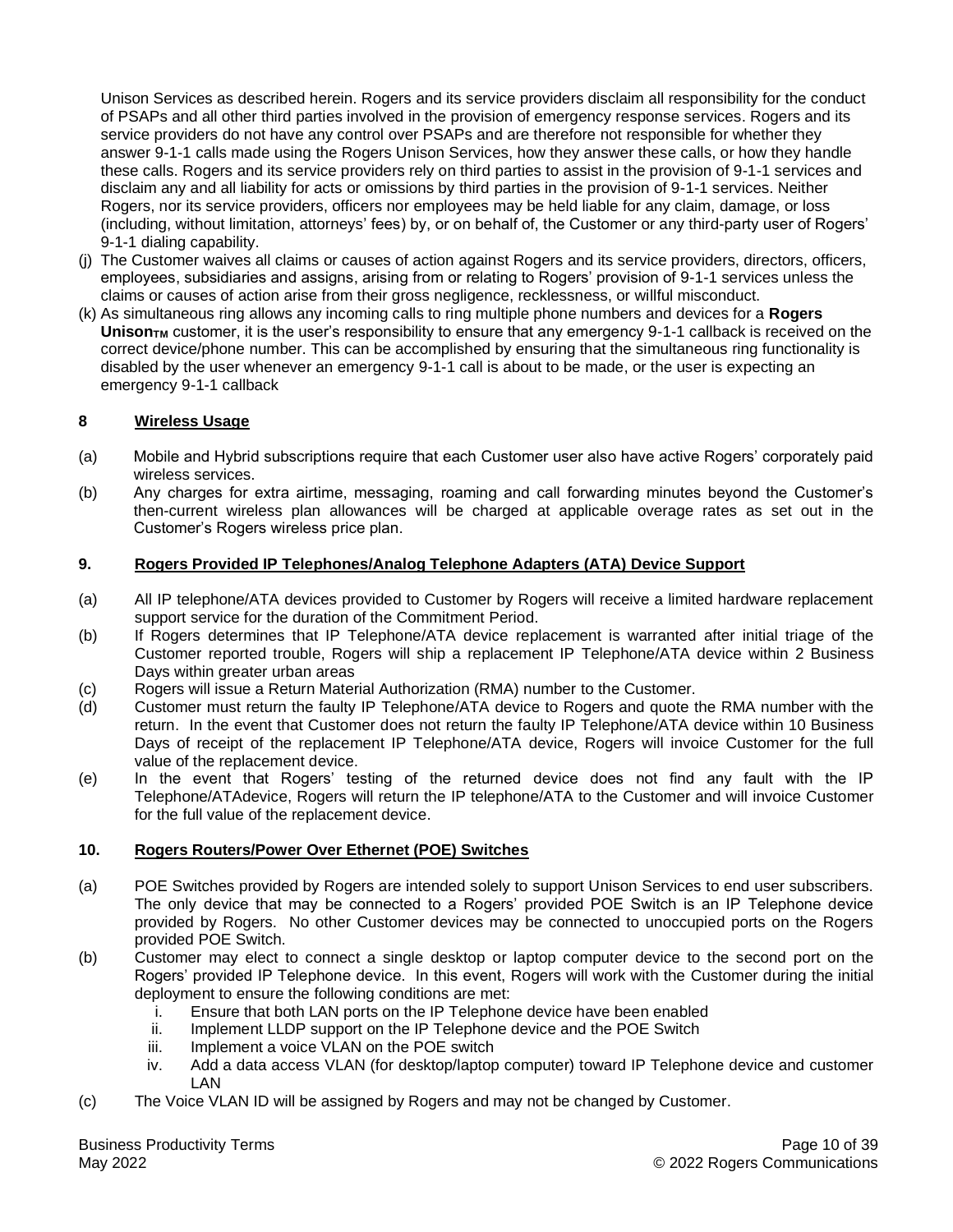Unison Services as described herein. Rogers and its service providers disclaim all responsibility for the conduct of PSAPs and all other third parties involved in the provision of emergency response services. Rogers and its service providers do not have any control over PSAPs and are therefore not responsible for whether they answer 9-1-1 calls made using the Rogers Unison Services, how they answer these calls, or how they handle these calls. Rogers and its service providers rely on third parties to assist in the provision of 9-1-1 services and disclaim any and all liability for acts or omissions by third parties in the provision of 9-1-1 services. Neither Rogers, nor its service providers, officers nor employees may be held liable for any claim, damage, or loss (including, without limitation, attorneys' fees) by, or on behalf of, the Customer or any third-party user of Rogers' 9-1-1 dialing capability.

(j) The Customer waives all claims or causes of action against Rogers and its service providers, directors, officers, employees, subsidiaries and assigns, arising from or relating to Rogers' provision of 9-1-1 services unless the claims or causes of action arise from their gross negligence, recklessness, or willful misconduct.

(k) As simultaneous ring allows any incoming calls to ring multiple phone numbers and devices for a **Rogers Unison$_{TM}$** customer, it is the user's responsibility to ensure that any emergency 9-1-1 callback is received on the correct device/phone number. This can be accomplished by ensuring that the simultaneous ring functionality is disabled by the user whenever an emergency 9-1-1 call is about to be made, or the user is expecting an emergency 9-1-1 callback

## 8 Wireless Usage

(a) Mobile and Hybrid subscriptions require that each Customer user also have active Rogers' corporately paid wireless services.

(b) Any charges for extra airtime, messaging, roaming and call forwarding minutes beyond the Customer's then-current wireless plan allowances will be charged at applicable overage rates as set out in the Customer's Rogers wireless price plan.

## 9. Rogers Provided IP Telephones/Analog Telephone Adapters (ATA) Device Support

(a) All IP telephone/ATA devices provided to Customer by Rogers will receive a limited hardware replacement support service for the duration of the Commitment Period.

(b) If Rogers determines that IP Telephone/ATA device replacement is warranted after initial triage of the Customer reported trouble, Rogers will ship a replacement IP Telephone/ATA device within 2 Business Days within greater urban areas

(c) Rogers will issue a Return Material Authorization (RMA) number to the Customer.

(d) Customer must return the faulty IP Telephone/ATA device to Rogers and quote the RMA number with the return. In the event that Customer does not return the faulty IP Telephone/ATA device within 10 Business Days of receipt of the replacement IP Telephone/ATA device, Rogers will invoice Customer for the full value of the replacement device.

(e) In the event that Rogers' testing of the returned device does not find any fault with the IP Telephone/ATAdevice, Rogers will return the IP telephone/ATA to the Customer and will invoice Customer for the full value of the replacement device.

## 10. Rogers Routers/Power Over Ethernet (POE) Switches

(a) POE Switches provided by Rogers are intended solely to support Unison Services to end user subscribers. The only device that may be connected to a Rogers' provided POE Switch is an IP Telephone device provided by Rogers. No other Customer devices may be connected to unoccupied ports on the Rogers provided POE Switch.

(b) Customer may elect to connect a single desktop or laptop computer device to the second port on the Rogers' provided IP Telephone device. In this event, Rogers will work with the Customer during the initial deployment to ensure the following conditions are met:

   i. Ensure that both LAN ports on the IP Telephone device have been enabled
   ii. Implement LLDP support on the IP Telephone device and the POE Switch
   iii. Implement a voice VLAN on the POE switch
   iv. Add a data access VLAN (for desktop/laptop computer) toward IP Telephone device and customer LAN

(c) The Voice VLAN ID will be assigned by Rogers and may not be changed by Customer.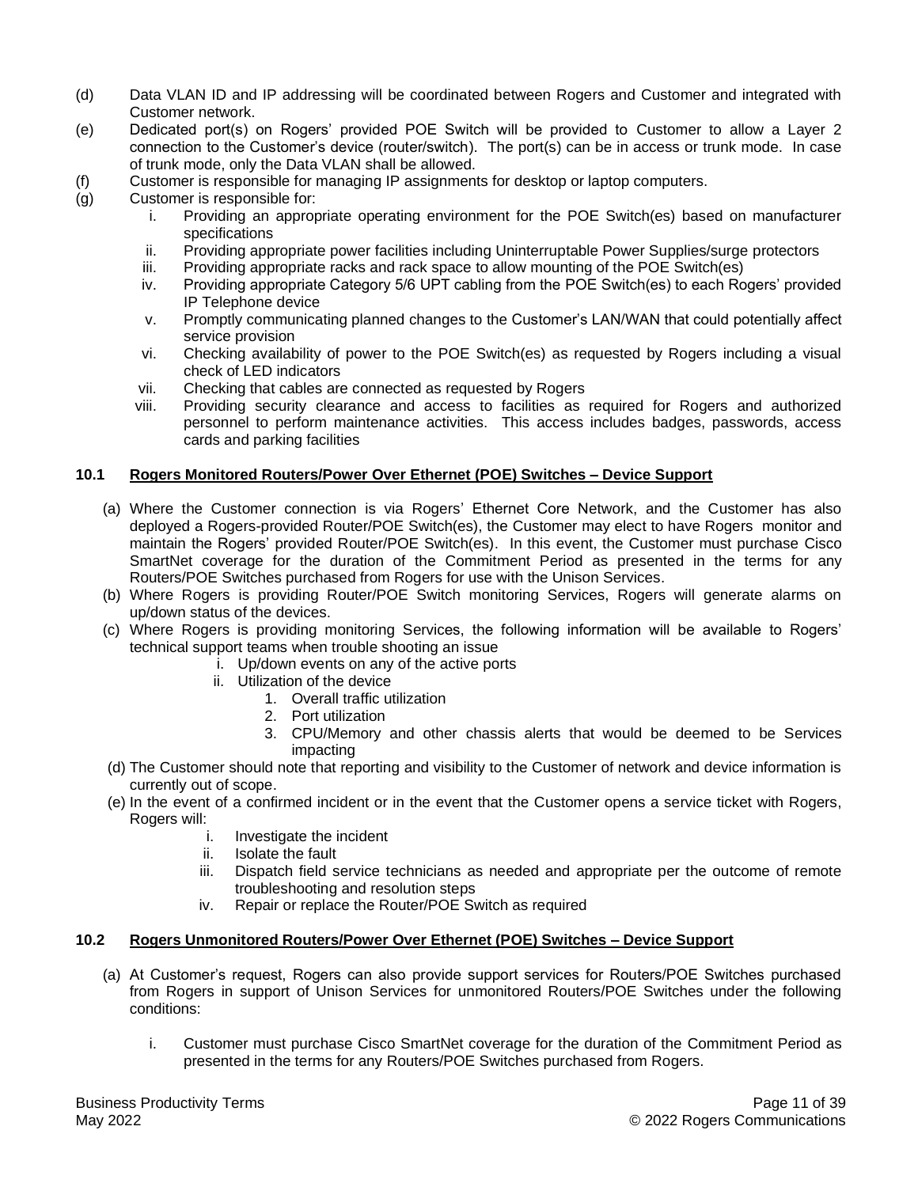(d) Data VLAN ID and IP addressing will be coordinated between Rogers and Customer and integrated with Customer network.

(e) Dedicated port(s) on Rogers' provided POE Switch will be provided to Customer to allow a Layer 2 connection to the Customer's device (router/switch). The port(s) can be in access or trunk mode. In case of trunk mode, only the Data VLAN shall be allowed.

(f) Customer is responsible for managing IP assignments for desktop or laptop computers.

(g) Customer is responsible for:

   i. Providing an appropriate operating environment for the POE Switch(es) based on manufacturer specifications
   ii. Providing appropriate power facilities including Uninterruptable Power Supplies/surge protectors
   iii. Providing appropriate racks and rack space to allow mounting of the POE Switch(es)
   iv. Providing appropriate Category 5/6 UPT cabling from the POE Switch(es) to each Rogers' provided IP Telephone device
   v. Promptly communicating planned changes to the Customer's LAN/WAN that could potentially affect service provision
   vi. Checking availability of power to the POE Switch(es) as requested by Rogers including a visual check of LED indicators
   vii. Checking that cables are connected as requested by Rogers
   viii. Providing security clearance and access to facilities as required for Rogers and authorized personnel to perform maintenance activities. This access includes badges, passwords, access cards and parking facilities

### 10.1 Rogers Monitored Routers/Power Over Ethernet (POE) Switches – Device Support

(a) Where the Customer connection is via Rogers' Ethernet Core Network, and the Customer has also deployed a Rogers-provided Router/POE Switch(es), the Customer may elect to have Rogers monitor and maintain the Rogers' provided Router/POE Switch(es). In this event, the Customer must purchase Cisco SmartNet coverage for the duration of the Commitment Period as presented in the terms for any Routers/POE Switches purchased from Rogers for use with the Unison Services.

(b) Where Rogers is providing Router/POE Switch monitoring Services, Rogers will generate alarms on up/down status of the devices.

(c) Where Rogers is providing monitoring Services, the following information will be available to Rogers' technical support teams when trouble shooting an issue

   i. Up/down events on any of the active ports
   ii. Utilization of the device
      1. Overall traffic utilization
      2. Port utilization
      3. CPU/Memory and other chassis alerts that would be deemed to be Services impacting

(d) The Customer should note that reporting and visibility to the Customer of network and device information is currently out of scope.

(e) In the event of a confirmed incident or in the event that the Customer opens a service ticket with Rogers, Rogers will:

   i. Investigate the incident
   ii. Isolate the fault
   iii. Dispatch field service technicians as needed and appropriate per the outcome of remote troubleshooting and resolution steps
   iv. Repair or replace the Router/POE Switch as required

### 10.2 Rogers Unmonitored Routers/Power Over Ethernet (POE) Switches – Device Support

(a) At Customer's request, Rogers can also provide support services for Routers/POE Switches purchased from Rogers in support of Unison Services for unmonitored Routers/POE Switches under the following conditions:

   i. Customer must purchase Cisco SmartNet coverage for the duration of the Commitment Period as presented in the terms for any Routers/POE Switches purchased from Rogers.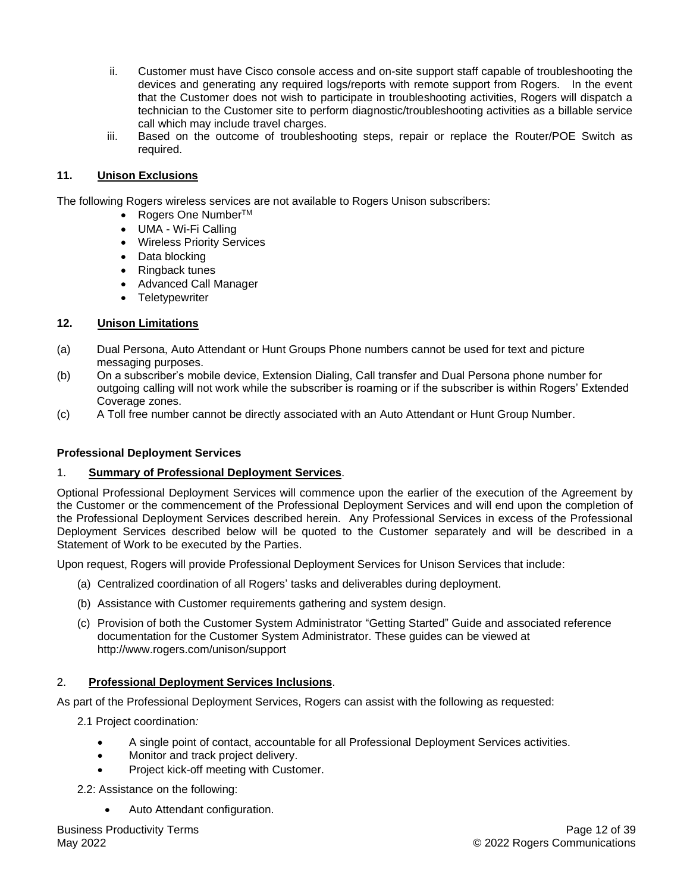ii. Customer must have Cisco console access and on-site support staff capable of troubleshooting the devices and generating any required logs/reports with remote support from Rogers. In the event that the Customer does not wish to participate in troubleshooting activities, Rogers will dispatch a technician to the Customer site to perform diagnostic/troubleshooting activities as a billable service call which may include travel charges.

iii. Based on the outcome of troubleshooting steps, repair or replace the Router/POE Switch as required.

**11. <u>Unison Exclusions</u>**

The following Rogers wireless services are not available to Rogers Unison subscribers:

- Rogers One Number™
- UMA - Wi-Fi Calling
- Wireless Priority Services
- Data blocking
- Ringback tunes
- Advanced Call Manager
- Teletypewriter

**12. <u>Unison Limitations</u>**

(a) Dual Persona, Auto Attendant or Hunt Groups Phone numbers cannot be used for text and picture messaging purposes.

(b) On a subscriber's mobile device, Extension Dialing, Call transfer and Dual Persona phone number for outgoing calling will not work while the subscriber is roaming or if the subscriber is within Rogers' Extended Coverage zones.

(c) A Toll free number cannot be directly associated with an Auto Attendant or Hunt Group Number.

**Professional Deployment Services**

1. **<u>Summary of Professional Deployment Services</u>**.

Optional Professional Deployment Services will commence upon the earlier of the execution of the Agreement by the Customer or the commencement of the Professional Deployment Services and will end upon the completion of the Professional Deployment Services described herein. Any Professional Services in excess of the Professional Deployment Services described below will be quoted to the Customer separately and will be described in a Statement of Work to be executed by the Parties.

Upon request, Rogers will provide Professional Deployment Services for Unison Services that include:

(a) Centralized coordination of all Rogers' tasks and deliverables during deployment.

(b) Assistance with Customer requirements gathering and system design.

(c) Provision of both the Customer System Administrator "Getting Started" Guide and associated reference documentation for the Customer System Administrator. These guides can be viewed at http://www.rogers.com/unison/support

2. **<u>Professional Deployment Services Inclusions</u>**.

As part of the Professional Deployment Services, Rogers can assist with the following as requested:

2.1 Project coordination*:*

- A single point of contact, accountable for all Professional Deployment Services activities.
- Monitor and track project delivery.
- Project kick-off meeting with Customer.

2.2: Assistance on the following:

- Auto Attendant configuration.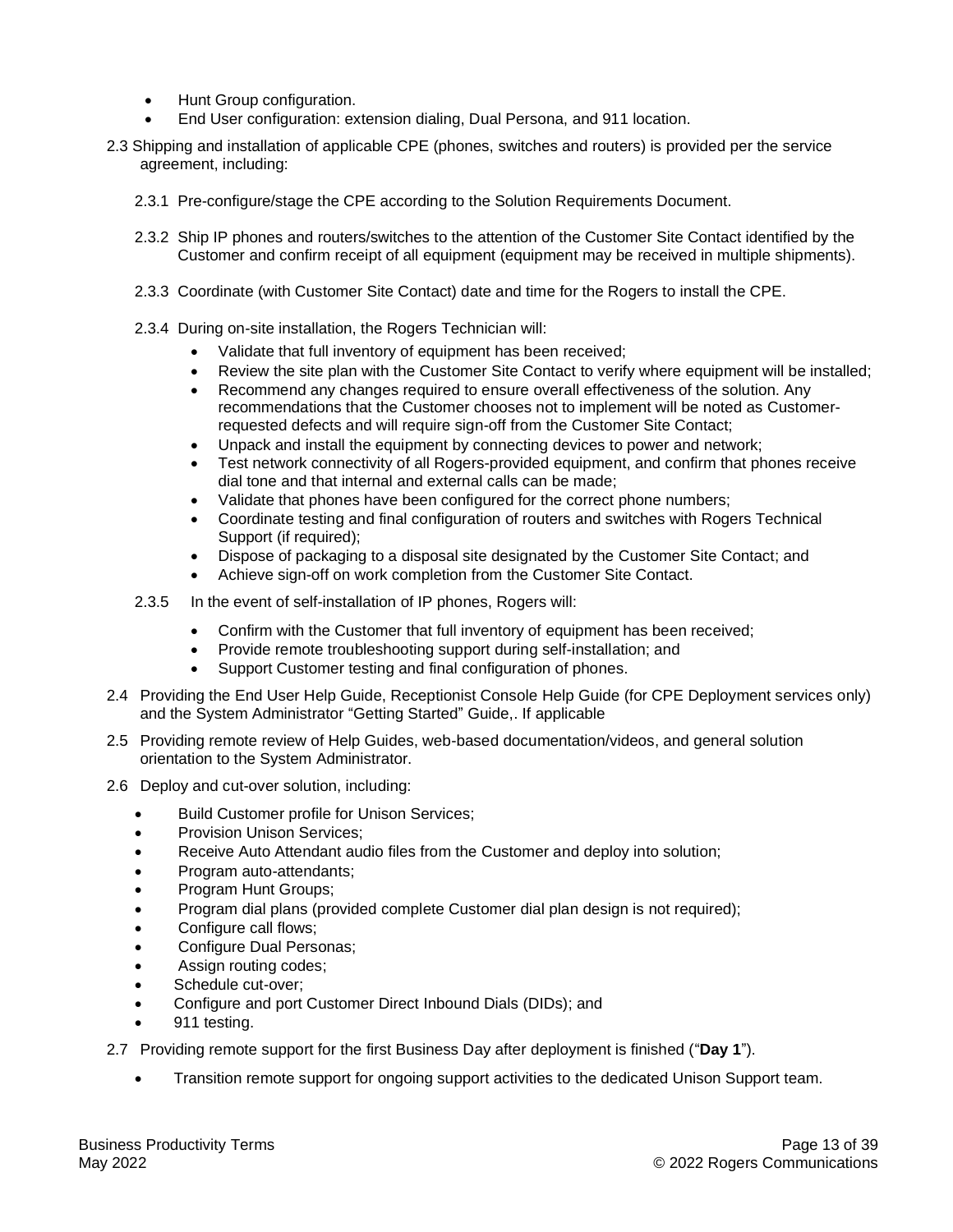- Hunt Group configuration.
- End User configuration: extension dialing, Dual Persona, and 911 location.

2.3 Shipping and installation of applicable CPE (phones, switches and routers) is provided per the service agreement, including:

2.3.1 Pre-configure/stage the CPE according to the Solution Requirements Document.

2.3.2 Ship IP phones and routers/switches to the attention of the Customer Site Contact identified by the Customer and confirm receipt of all equipment (equipment may be received in multiple shipments).

2.3.3 Coordinate (with Customer Site Contact) date and time for the Rogers to install the CPE.

2.3.4 During on-site installation, the Rogers Technician will:

- Validate that full inventory of equipment has been received;
- Review the site plan with the Customer Site Contact to verify where equipment will be installed;
- Recommend any changes required to ensure overall effectiveness of the solution. Any recommendations that the Customer chooses not to implement will be noted as Customer-requested defects and will require sign-off from the Customer Site Contact;
- Unpack and install the equipment by connecting devices to power and network;
- Test network connectivity of all Rogers-provided equipment, and confirm that phones receive dial tone and that internal and external calls can be made;
- Validate that phones have been configured for the correct phone numbers;
- Coordinate testing and final configuration of routers and switches with Rogers Technical Support (if required);
- Dispose of packaging to a disposal site designated by the Customer Site Contact; and
- Achieve sign-off on work completion from the Customer Site Contact.

2.3.5 In the event of self-installation of IP phones, Rogers will:

- Confirm with the Customer that full inventory of equipment has been received;
- Provide remote troubleshooting support during self-installation; and
- Support Customer testing and final configuration of phones.

2.4 Providing the End User Help Guide, Receptionist Console Help Guide (for CPE Deployment services only) and the System Administrator "Getting Started" Guide,. If applicable

2.5 Providing remote review of Help Guides, web-based documentation/videos, and general solution orientation to the System Administrator.

2.6 Deploy and cut-over solution, including:

- Build Customer profile for Unison Services;
- Provision Unison Services;
- Receive Auto Attendant audio files from the Customer and deploy into solution;
- Program auto-attendants;
- Program Hunt Groups;
- Program dial plans (provided complete Customer dial plan design is not required);
- Configure call flows;
- Configure Dual Personas;
- Assign routing codes;
- Schedule cut-over;
- Configure and port Customer Direct Inbound Dials (DIDs); and
- 911 testing.

2.7 Providing remote support for the first Business Day after deployment is finished ("**Day 1**").

- Transition remote support for ongoing support activities to the dedicated Unison Support team.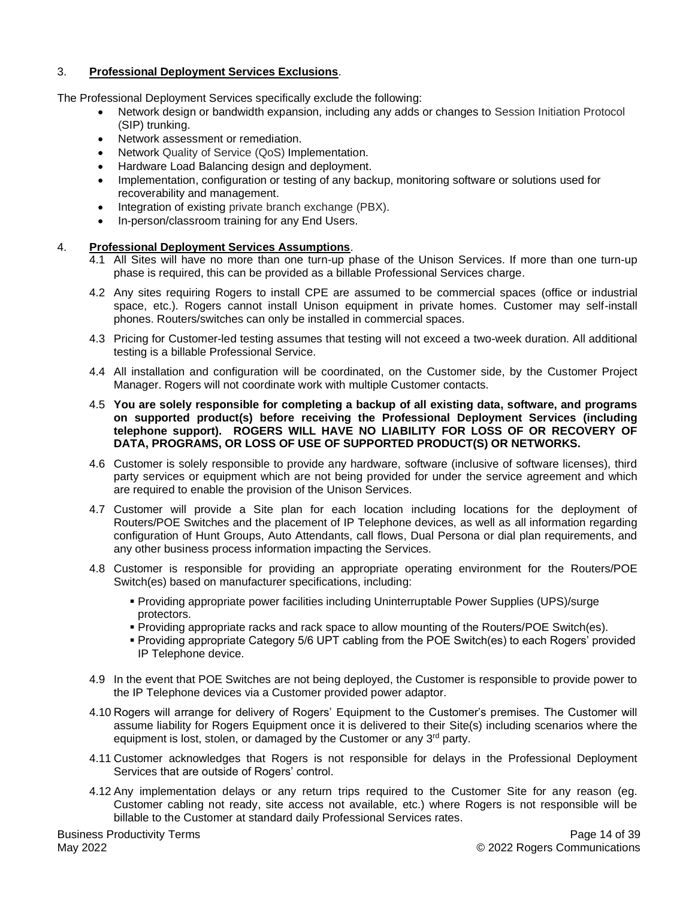3. **Professional Deployment Services Exclusions**.

The Professional Deployment Services specifically exclude the following:

- Network design or bandwidth expansion, including any adds or changes to Session Initiation Protocol (SIP) trunking.
- Network assessment or remediation.
- Network Quality of Service (QoS) Implementation.
- Hardware Load Balancing design and deployment.
- Implementation, configuration or testing of any backup, monitoring software or solutions used for recoverability and management.
- Integration of existing private branch exchange (PBX).
- In-person/classroom training for any End Users.

4. **Professional Deployment Services Assumptions**.

4.1 All Sites will have no more than one turn-up phase of the Unison Services. If more than one turn-up phase is required, this can be provided as a billable Professional Services charge.

4.2 Any sites requiring Rogers to install CPE are assumed to be commercial spaces (office or industrial space, etc.). Rogers cannot install Unison equipment in private homes. Customer may self-install phones. Routers/switches can only be installed in commercial spaces.

4.3 Pricing for Customer-led testing assumes that testing will not exceed a two-week duration. All additional testing is a billable Professional Service.

4.4 All installation and configuration will be coordinated, on the Customer side, by the Customer Project Manager. Rogers will not coordinate work with multiple Customer contacts.

4.5 **You are solely responsible for completing a backup of all existing data, software, and programs on supported product(s) before receiving the Professional Deployment Services (including telephone support). ROGERS WILL HAVE NO LIABILITY FOR LOSS OF OR RECOVERY OF DATA, PROGRAMS, OR LOSS OF USE OF SUPPORTED PRODUCT(S) OR NETWORKS.**

4.6 Customer is solely responsible to provide any hardware, software (inclusive of software licenses), third party services or equipment which are not being provided for under the service agreement and which are required to enable the provision of the Unison Services.

4.7 Customer will provide a Site plan for each location including locations for the deployment of Routers/POE Switches and the placement of IP Telephone devices, as well as all information regarding configuration of Hunt Groups, Auto Attendants, call flows, Dual Persona or dial plan requirements, and any other business process information impacting the Services.

4.8 Customer is responsible for providing an appropriate operating environment for the Routers/POE Switch(es) based on manufacturer specifications, including:

- Providing appropriate power facilities including Uninterruptable Power Supplies (UPS)/surge protectors.
- Providing appropriate racks and rack space to allow mounting of the Routers/POE Switch(es).
- Providing appropriate Category 5/6 UPT cabling from the POE Switch(es) to each Rogers' provided IP Telephone device.

4.9 In the event that POE Switches are not being deployed, the Customer is responsible to provide power to the IP Telephone devices via a Customer provided power adaptor.

4.10 Rogers will arrange for delivery of Rogers' Equipment to the Customer's premises. The Customer will assume liability for Rogers Equipment once it is delivered to their Site(s) including scenarios where the equipment is lost, stolen, or damaged by the Customer or any 3rd party.

4.11 Customer acknowledges that Rogers is not responsible for delays in the Professional Deployment Services that are outside of Rogers' control.

4.12 Any implementation delays or any return trips required to the Customer Site for any reason (eg. Customer cabling not ready, site access not available, etc.) where Rogers is not responsible will be billable to the Customer at standard daily Professional Services rates.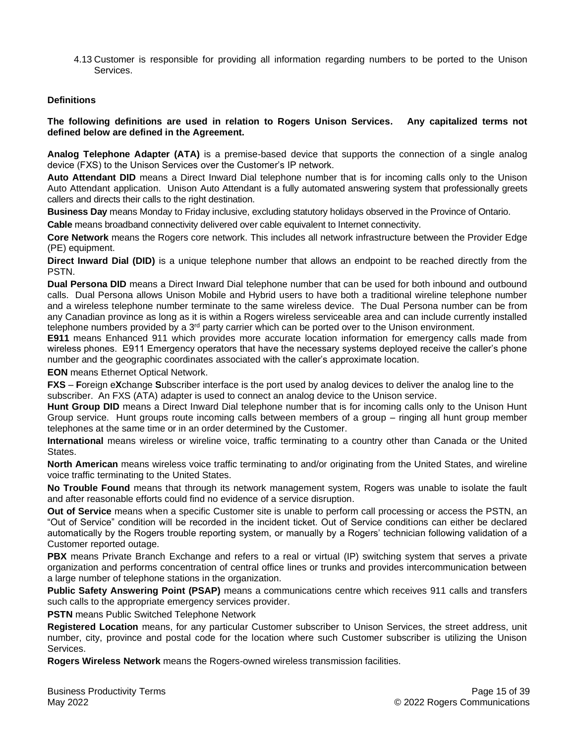4.13 Customer is responsible for providing all information regarding numbers to be ported to the Unison Services.

**Definitions**

**The following definitions are used in relation to Rogers Unison Services. Any capitalized terms not defined below are defined in the Agreement.**

**Analog Telephone Adapter (ATA)** is a premise-based device that supports the connection of a single analog device (FXS) to the Unison Services over the Customer's IP network.

**Auto Attendant DID** means a Direct Inward Dial telephone number that is for incoming calls only to the Unison Auto Attendant application. Unison Auto Attendant is a fully automated answering system that professionally greets callers and directs their calls to the right destination.

**Business Day** means Monday to Friday inclusive, excluding statutory holidays observed in the Province of Ontario.

**Cable** means broadband connectivity delivered over cable equivalent to Internet connectivity.

**Core Network** means the Rogers core network. This includes all network infrastructure between the Provider Edge (PE) equipment.

**Direct Inward Dial (DID)** is a unique telephone number that allows an endpoint to be reached directly from the PSTN.

**Dual Persona DID** means a Direct Inward Dial telephone number that can be used for both inbound and outbound calls. Dual Persona allows Unison Mobile and Hybrid users to have both a traditional wireline telephone number and a wireless telephone number terminate to the same wireless device. The Dual Persona number can be from any Canadian province as long as it is within a Rogers wireless serviceable area and can include currently installed telephone numbers provided by a 3rd party carrier which can be ported over to the Unison environment.

**E911** means Enhanced 911 which provides more accurate location information for emergency calls made from wireless phones. E911 Emergency operators that have the necessary systems deployed receive the caller's phone number and the geographic coordinates associated with the caller's approximate location.

**EON** means Ethernet Optical Network.

**FXS** – **F**oreign e**X**change **S**ubscriber interface is the port used by analog devices to deliver the analog line to the subscriber. An FXS (ATA) adapter is used to connect an analog device to the Unison service.

**Hunt Group DID** means a Direct Inward Dial telephone number that is for incoming calls only to the Unison Hunt Group service. Hunt groups route incoming calls between members of a group – ringing all hunt group member telephones at the same time or in an order determined by the Customer.

**International** means wireless or wireline voice, traffic terminating to a country other than Canada or the United States.

**North American** means wireless voice traffic terminating to and/or originating from the United States, and wireline voice traffic terminating to the United States.

**No Trouble Found** means that through its network management system, Rogers was unable to isolate the fault and after reasonable efforts could find no evidence of a service disruption.

**Out of Service** means when a specific Customer site is unable to perform call processing or access the PSTN, an "Out of Service" condition will be recorded in the incident ticket. Out of Service conditions can either be declared automatically by the Rogers trouble reporting system, or manually by a Rogers' technician following validation of a Customer reported outage.

**PBX** means Private Branch Exchange and refers to a real or virtual (IP) switching system that serves a private organization and performs concentration of central office lines or trunks and provides intercommunication between a large number of telephone stations in the organization.

**Public Safety Answering Point (PSAP)** means a communications centre which receives 911 calls and transfers such calls to the appropriate emergency services provider.

**PSTN** means Public Switched Telephone Network

**Registered Location** means, for any particular Customer subscriber to Unison Services, the street address, unit number, city, province and postal code for the location where such Customer subscriber is utilizing the Unison Services.

**Rogers Wireless Network** means the Rogers-owned wireless transmission facilities.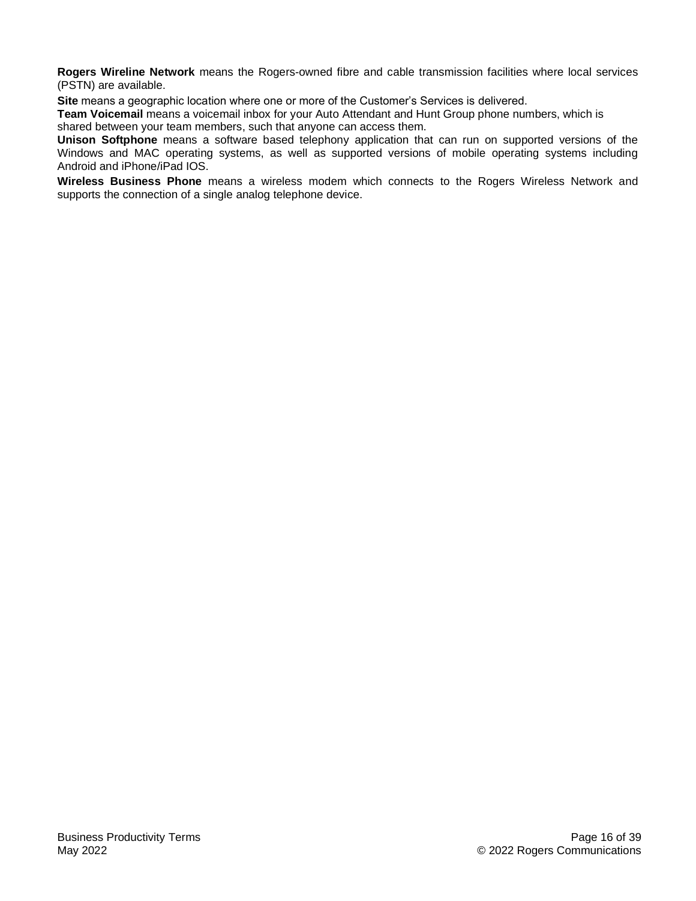**Rogers Wireline Network** means the Rogers-owned fibre and cable transmission facilities where local services (PSTN) are available.

**Site** means a geographic location where one or more of the Customer's Services is delivered.

**Team Voicemail** means a voicemail inbox for your Auto Attendant and Hunt Group phone numbers, which is shared between your team members, such that anyone can access them.

**Unison Softphone** means a software based telephony application that can run on supported versions of the Windows and MAC operating systems, as well as supported versions of mobile operating systems including Android and iPhone/iPad IOS.

**Wireless Business Phone** means a wireless modem which connects to the Rogers Wireless Network and supports the connection of a single analog telephone device.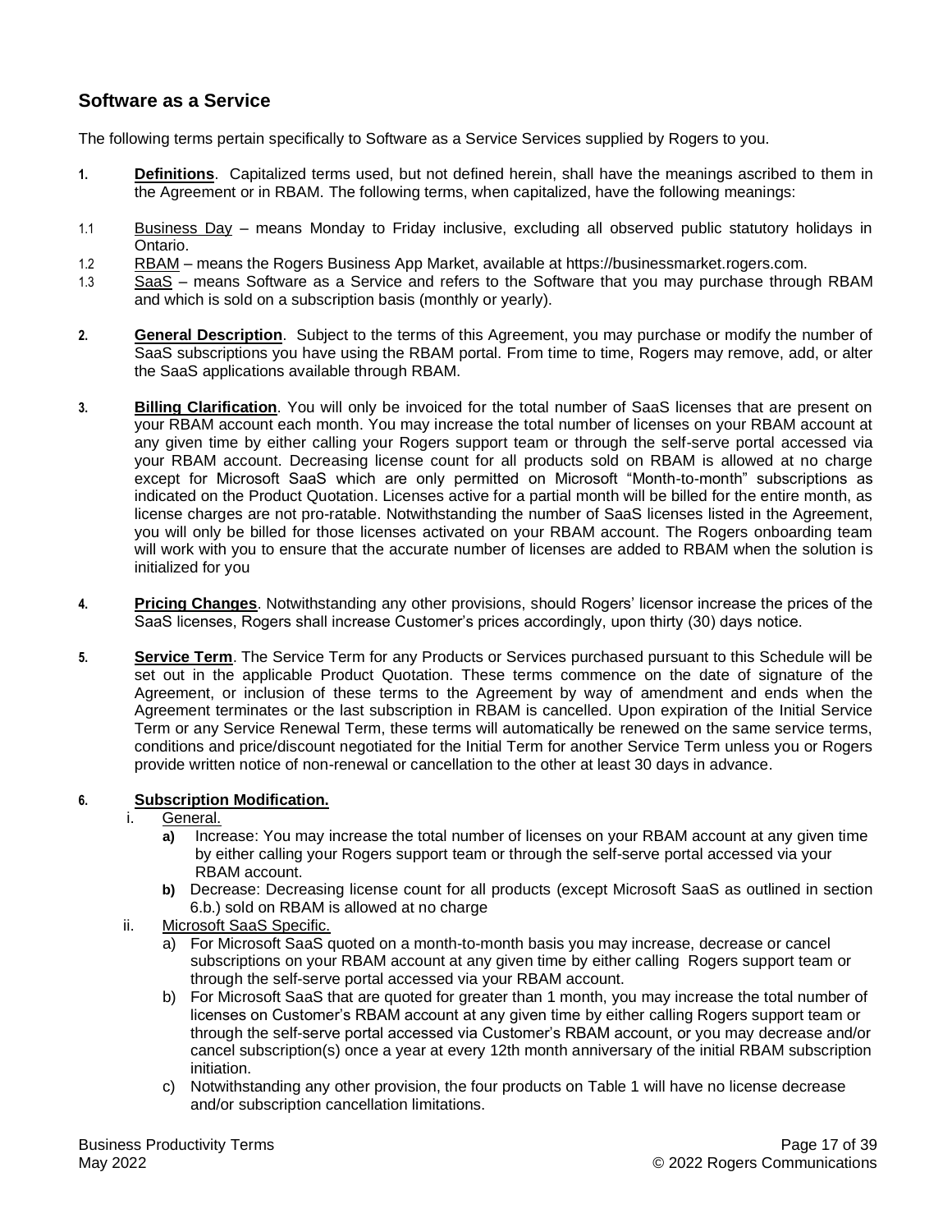## Software as a Service

The following terms pertain specifically to Software as a Service Services supplied by Rogers to you.

1. **Definitions**. Capitalized terms used, but not defined herein, shall have the meanings ascribed to them in the Agreement or in RBAM. The following terms, when capitalized, have the following meanings:

1.1 Business Day – means Monday to Friday inclusive, excluding all observed public statutory holidays in Ontario.

1.2 RBAM – means the Rogers Business App Market, available at https://businessmarket.rogers.com.

1.3 SaaS – means Software as a Service and refers to the Software that you may purchase through RBAM and which is sold on a subscription basis (monthly or yearly).

2. **General Description**. Subject to the terms of this Agreement, you may purchase or modify the number of SaaS subscriptions you have using the RBAM portal. From time to time, Rogers may remove, add, or alter the SaaS applications available through RBAM.

3. **Billing Clarification**. You will only be invoiced for the total number of SaaS licenses that are present on your RBAM account each month. You may increase the total number of licenses on your RBAM account at any given time by either calling your Rogers support team or through the self-serve portal accessed via your RBAM account. Decreasing license count for all products sold on RBAM is allowed at no charge except for Microsoft SaaS which are only permitted on Microsoft "Month-to-month" subscriptions as indicated on the Product Quotation. Licenses active for a partial month will be billed for the entire month, as license charges are not pro-ratable. Notwithstanding the number of SaaS licenses listed in the Agreement, you will only be billed for those licenses activated on your RBAM account. The Rogers onboarding team will work with you to ensure that the accurate number of licenses are added to RBAM when the solution is initialized for you

4. **Pricing Changes**. Notwithstanding any other provisions, should Rogers' licensor increase the prices of the SaaS licenses, Rogers shall increase Customer's prices accordingly, upon thirty (30) days notice.

5. **Service Term**. The Service Term for any Products or Services purchased pursuant to this Schedule will be set out in the applicable Product Quotation. These terms commence on the date of signature of the Agreement, or inclusion of these terms to the Agreement by way of amendment and ends when the Agreement terminates or the last subscription in RBAM is cancelled. Upon expiration of the Initial Service Term or any Service Renewal Term, these terms will automatically be renewed on the same service terms, conditions and price/discount negotiated for the Initial Term for another Service Term unless you or Rogers provide written notice of non-renewal or cancellation to the other at least 30 days in advance.

6. **Subscription Modification.**

   i. General.

      **a)** Increase: You may increase the total number of licenses on your RBAM account at any given time by either calling your Rogers support team or through the self-serve portal accessed via your RBAM account.

      **b)** Decrease: Decreasing license count for all products (except Microsoft SaaS as outlined in section 6.b.) sold on RBAM is allowed at no charge

   ii. Microsoft SaaS Specific.

      a) For Microsoft SaaS quoted on a month-to-month basis you may increase, decrease or cancel subscriptions on your RBAM account at any given time by either calling Rogers support team or through the self-serve portal accessed via your RBAM account.

      b) For Microsoft SaaS that are quoted for greater than 1 month, you may increase the total number of licenses on Customer's RBAM account at any given time by either calling Rogers support team or through the self-serve portal accessed via Customer's RBAM account, or you may decrease and/or cancel subscription(s) once a year at every 12th month anniversary of the initial RBAM subscription initiation.

      c) Notwithstanding any other provision, the four products on Table 1 will have no license decrease and/or subscription cancellation limitations.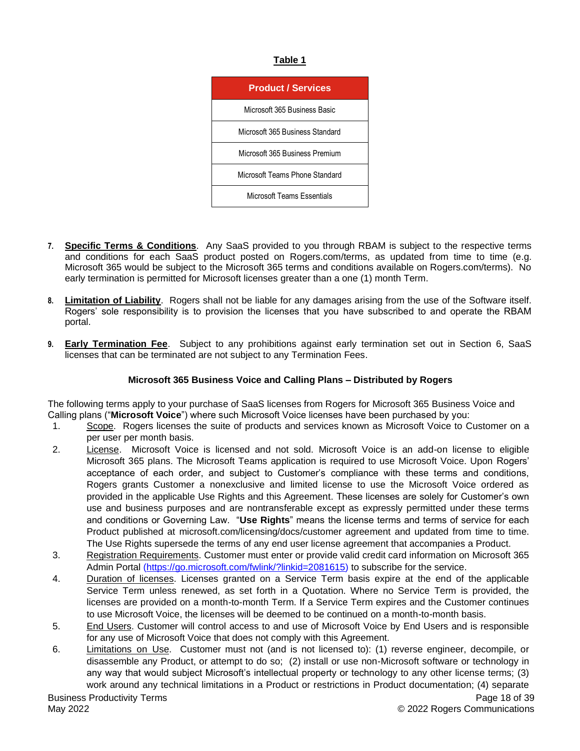**Table 1**

| Product / Services |
|---|
| Microsoft 365 Business Basic |
| Microsoft 365 Business Standard |
| Microsoft 365 Business Premium |
| Microsoft Teams Phone Standard |
| Microsoft Teams Essentials |

7. **Specific Terms & Conditions**. Any SaaS provided to you through RBAM is subject to the respective terms and conditions for each SaaS product posted on Rogers.com/terms, as updated from time to time (e.g. Microsoft 365 would be subject to the Microsoft 365 terms and conditions available on Rogers.com/terms). No early termination is permitted for Microsoft licenses greater than a one (1) month Term.

8. **Limitation of Liability**. Rogers shall not be liable for any damages arising from the use of the Software itself. Rogers' sole responsibility is to provision the licenses that you have subscribed to and operate the RBAM portal.

9. **Early Termination Fee**. Subject to any prohibitions against early termination set out in Section 6, SaaS licenses that can be terminated are not subject to any Termination Fees.

**Microsoft 365 Business Voice and Calling Plans – Distributed by Rogers**

The following terms apply to your purchase of SaaS licenses from Rogers for Microsoft 365 Business Voice and Calling plans ("**Microsoft Voice**") where such Microsoft Voice licenses have been purchased by you:

1. Scope. Rogers licenses the suite of products and services known as Microsoft Voice to Customer on a per user per month basis.
2. License. Microsoft Voice is licensed and not sold. Microsoft Voice is an add-on license to eligible Microsoft 365 plans. The Microsoft Teams application is required to use Microsoft Voice. Upon Rogers' acceptance of each order, and subject to Customer's compliance with these terms and conditions, Rogers grants Customer a nonexclusive and limited license to use the Microsoft Voice ordered as provided in the applicable Use Rights and this Agreement. These licenses are solely for Customer's own use and business purposes and are nontransferable except as expressly permitted under these terms and conditions or Governing Law. "**Use Rights**" means the license terms and terms of service for each Product published at microsoft.com/licensing/docs/customer agreement and updated from time to time. The Use Rights supersede the terms of any end user license agreement that accompanies a Product.
3. Registration Requirements. Customer must enter or provide valid credit card information on Microsoft 365 Admin Portal (https://go.microsoft.com/fwlink/?linkid=2081615) to subscribe for the service.
4. Duration of licenses. Licenses granted on a Service Term basis expire at the end of the applicable Service Term unless renewed, as set forth in a Quotation. Where no Service Term is provided, the licenses are provided on a month-to-month Term. If a Service Term expires and the Customer continues to use Microsoft Voice, the licenses will be deemed to be continued on a month-to-month basis.
5. End Users. Customer will control access to and use of Microsoft Voice by End Users and is responsible for any use of Microsoft Voice that does not comply with this Agreement.
6. Limitations on Use. Customer must not (and is not licensed to): (1) reverse engineer, decompile, or disassemble any Product, or attempt to do so; (2) install or use non-Microsoft software or technology in any way that would subject Microsoft's intellectual property or technology to any other license terms; (3) work around any technical limitations in a Product or restrictions in Product documentation; (4) separate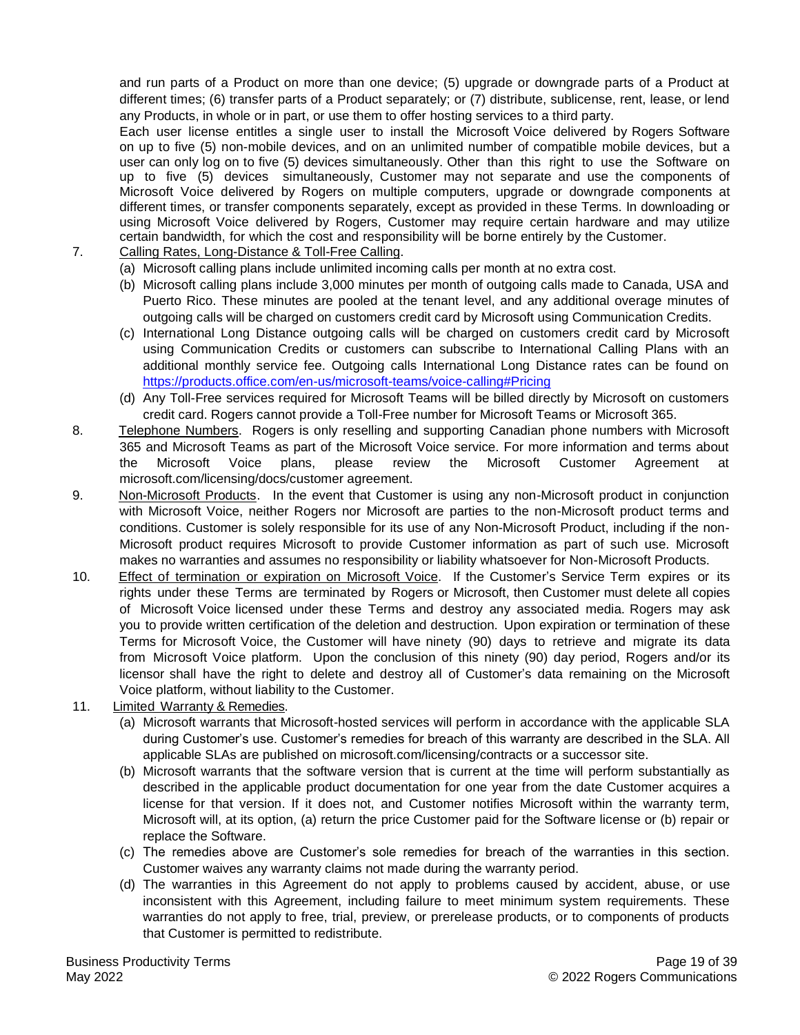and run parts of a Product on more than one device; (5) upgrade or downgrade parts of a Product at different times; (6) transfer parts of a Product separately; or (7) distribute, sublicense, rent, lease, or lend any Products, in whole or in part, or use them to offer hosting services to a third party.

Each user license entitles a single user to install the Microsoft Voice delivered by Rogers Software on up to five (5) non-mobile devices, and on an unlimited number of compatible mobile devices, but a user can only log on to five (5) devices simultaneously. Other than this right to use the Software on up to five (5) devices simultaneously, Customer may not separate and use the components of Microsoft Voice delivered by Rogers on multiple computers, upgrade or downgrade components at different times, or transfer components separately, except as provided in these Terms. In downloading or using Microsoft Voice delivered by Rogers, Customer may require certain hardware and may utilize certain bandwidth, for which the cost and responsibility will be borne entirely by the Customer.

7. Calling Rates, Long-Distance & Toll-Free Calling.
   (a) Microsoft calling plans include unlimited incoming calls per month at no extra cost.
   (b) Microsoft calling plans include 3,000 minutes per month of outgoing calls made to Canada, USA and Puerto Rico. These minutes are pooled at the tenant level, and any additional overage minutes of outgoing calls will be charged on customers credit card by Microsoft using Communication Credits.
   (c) International Long Distance outgoing calls will be charged on customers credit card by Microsoft using Communication Credits or customers can subscribe to International Calling Plans with an additional monthly service fee. Outgoing calls International Long Distance rates can be found on https://products.office.com/en-us/microsoft-teams/voice-calling#Pricing
   (d) Any Toll-Free services required for Microsoft Teams will be billed directly by Microsoft on customers credit card. Rogers cannot provide a Toll-Free number for Microsoft Teams or Microsoft 365.
8. Telephone Numbers. Rogers is only reselling and supporting Canadian phone numbers with Microsoft 365 and Microsoft Teams as part of the Microsoft Voice service. For more information and terms about the Microsoft Voice plans, please review the Microsoft Customer Agreement at microsoft.com/licensing/docs/customer agreement.
9. Non-Microsoft Products. In the event that Customer is using any non-Microsoft product in conjunction with Microsoft Voice, neither Rogers nor Microsoft are parties to the non-Microsoft product terms and conditions. Customer is solely responsible for its use of any Non-Microsoft Product, including if the non-Microsoft product requires Microsoft to provide Customer information as part of such use. Microsoft makes no warranties and assumes no responsibility or liability whatsoever for Non-Microsoft Products.
10. Effect of termination or expiration on Microsoft Voice. If the Customer's Service Term expires or its rights under these Terms are terminated by Rogers or Microsoft, then Customer must delete all copies of Microsoft Voice licensed under these Terms and destroy any associated media. Rogers may ask you to provide written certification of the deletion and destruction. Upon expiration or termination of these Terms for Microsoft Voice, the Customer will have ninety (90) days to retrieve and migrate its data from Microsoft Voice platform. Upon the conclusion of this ninety (90) day period, Rogers and/or its licensor shall have the right to delete and destroy all of Customer's data remaining on the Microsoft Voice platform, without liability to the Customer.
11. Limited Warranty & Remedies.
   (a) Microsoft warrants that Microsoft-hosted services will perform in accordance with the applicable SLA during Customer's use. Customer's remedies for breach of this warranty are described in the SLA. All applicable SLAs are published on microsoft.com/licensing/contracts or a successor site.
   (b) Microsoft warrants that the software version that is current at the time will perform substantially as described in the applicable product documentation for one year from the date Customer acquires a license for that version. If it does not, and Customer notifies Microsoft within the warranty term, Microsoft will, at its option, (a) return the price Customer paid for the Software license or (b) repair or replace the Software.
   (c) The remedies above are Customer's sole remedies for breach of the warranties in this section. Customer waives any warranty claims not made during the warranty period.
   (d) The warranties in this Agreement do not apply to problems caused by accident, abuse, or use inconsistent with this Agreement, including failure to meet minimum system requirements. These warranties do not apply to free, trial, preview, or prerelease products, or to components of products that Customer is permitted to redistribute.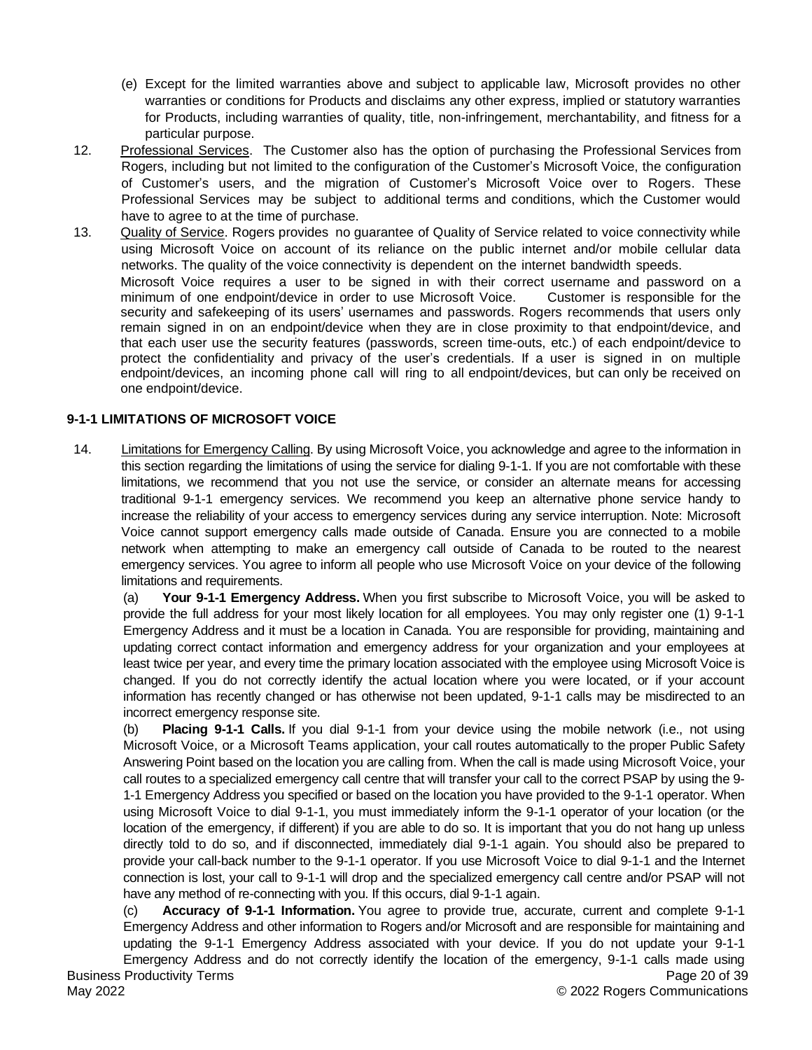(e) Except for the limited warranties above and subject to applicable law, Microsoft provides no other warranties or conditions for Products and disclaims any other express, implied or statutory warranties for Products, including warranties of quality, title, non-infringement, merchantability, and fitness for a particular purpose.

12. Professional Services. The Customer also has the option of purchasing the Professional Services from Rogers, including but not limited to the configuration of the Customer's Microsoft Voice, the configuration of Customer's users, and the migration of Customer's Microsoft Voice over to Rogers. These Professional Services may be subject to additional terms and conditions, which the Customer would have to agree to at the time of purchase.

13. Quality of Service. Rogers provides no guarantee of Quality of Service related to voice connectivity while using Microsoft Voice on account of its reliance on the public internet and/or mobile cellular data networks. The quality of the voice connectivity is dependent on the internet bandwidth speeds.

    Microsoft Voice requires a user to be signed in with their correct username and password on a minimum of one endpoint/device in order to use Microsoft Voice. Customer is responsible for the security and safekeeping of its users' usernames and passwords. Rogers recommends that users only remain signed in on an endpoint/device when they are in close proximity to that endpoint/device, and that each user use the security features (passwords, screen time-outs, etc.) of each endpoint/device to protect the confidentiality and privacy of the user's credentials. If a user is signed in on multiple endpoint/devices, an incoming phone call will ring to all endpoint/devices, but can only be received on one endpoint/device.

**9-1-1 LIMITATIONS OF MICROSOFT VOICE**

14. Limitations for Emergency Calling. By using Microsoft Voice, you acknowledge and agree to the information in this section regarding the limitations of using the service for dialing 9-1-1. If you are not comfortable with these limitations, we recommend that you not use the service, or consider an alternate means for accessing traditional 9-1-1 emergency services. We recommend you keep an alternative phone service handy to increase the reliability of your access to emergency services during any service interruption. Note: Microsoft Voice cannot support emergency calls made outside of Canada. Ensure you are connected to a mobile network when attempting to make an emergency call outside of Canada to be routed to the nearest emergency services. You agree to inform all people who use Microsoft Voice on your device of the following limitations and requirements.

    (a) **Your 9-1-1 Emergency Address.** When you first subscribe to Microsoft Voice, you will be asked to provide the full address for your most likely location for all employees. You may only register one (1) 9-1-1 Emergency Address and it must be a location in Canada. You are responsible for providing, maintaining and updating correct contact information and emergency address for your organization and your employees at least twice per year, and every time the primary location associated with the employee using Microsoft Voice is changed. If you do not correctly identify the actual location where you were located, or if your account information has recently changed or has otherwise not been updated, 9-1-1 calls may be misdirected to an incorrect emergency response site.

    (b) **Placing 9-1-1 Calls.** If you dial 9-1-1 from your device using the mobile network (i.e., not using Microsoft Voice, or a Microsoft Teams application, your call routes automatically to the proper Public Safety Answering Point based on the location you are calling from. When the call is made using Microsoft Voice, your call routes to a specialized emergency call centre that will transfer your call to the correct PSAP by using the 9-1-1 Emergency Address you specified or based on the location you have provided to the 9-1-1 operator. When using Microsoft Voice to dial 9-1-1, you must immediately inform the 9-1-1 operator of your location (or the location of the emergency, if different) if you are able to do so. It is important that you do not hang up unless directly told to do so, and if disconnected, immediately dial 9-1-1 again. You should also be prepared to provide your call-back number to the 9-1-1 operator. If you use Microsoft Voice to dial 9-1-1 and the Internet connection is lost, your call to 9-1-1 will drop and the specialized emergency call centre and/or PSAP will not have any method of re-connecting with you. If this occurs, dial 9-1-1 again.

    (c) **Accuracy of 9-1-1 Information.** You agree to provide true, accurate, current and complete 9-1-1 Emergency Address and other information to Rogers and/or Microsoft and are responsible for maintaining and updating the 9-1-1 Emergency Address associated with your device. If you do not update your 9-1-1 Emergency Address and do not correctly identify the location of the emergency, 9-1-1 calls made using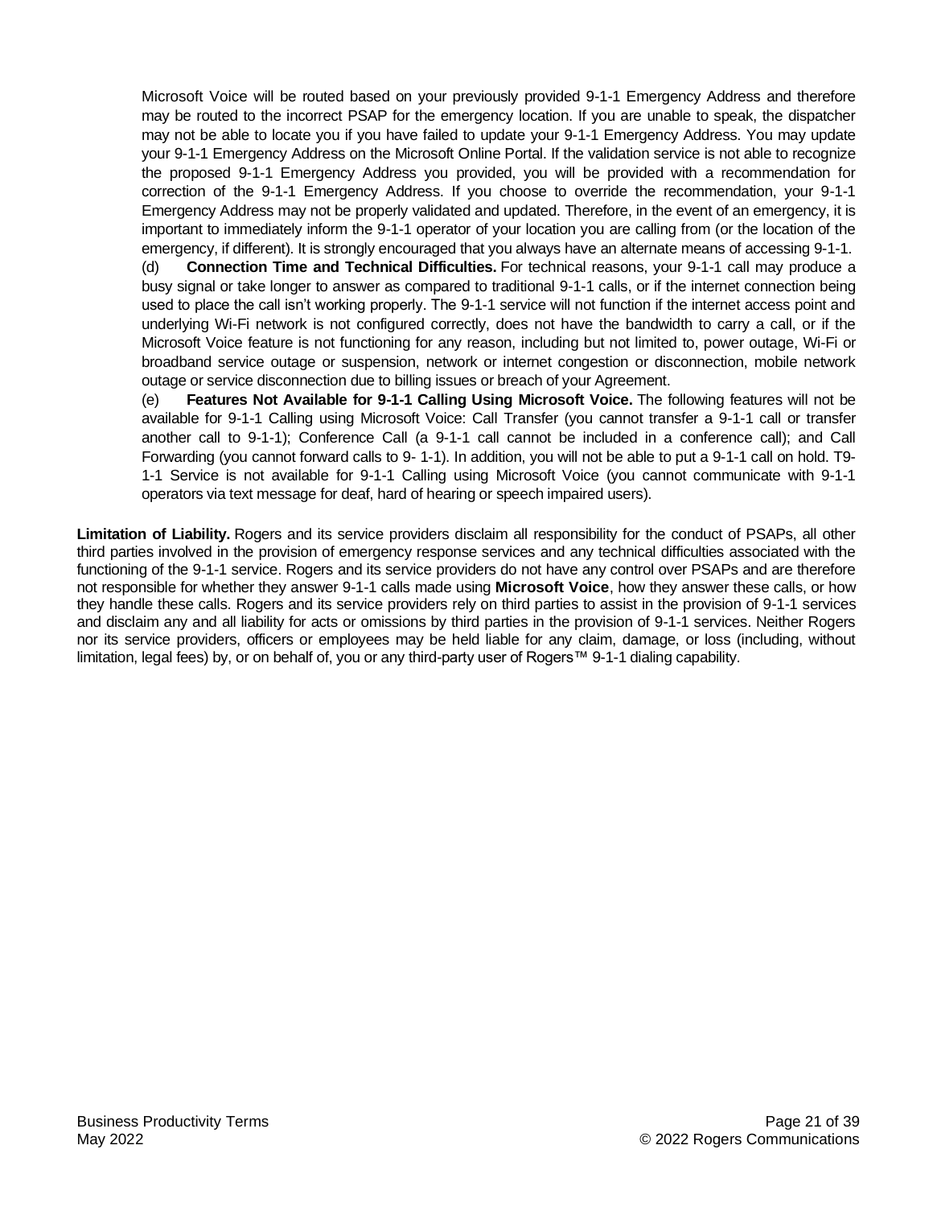Microsoft Voice will be routed based on your previously provided 9-1-1 Emergency Address and therefore may be routed to the incorrect PSAP for the emergency location. If you are unable to speak, the dispatcher may not be able to locate you if you have failed to update your 9-1-1 Emergency Address. You may update your 9-1-1 Emergency Address on the Microsoft Online Portal. If the validation service is not able to recognize the proposed 9-1-1 Emergency Address you provided, you will be provided with a recommendation for correction of the 9-1-1 Emergency Address. If you choose to override the recommendation, your 9-1-1 Emergency Address may not be properly validated and updated. Therefore, in the event of an emergency, it is important to immediately inform the 9-1-1 operator of your location you are calling from (or the location of the emergency, if different). It is strongly encouraged that you always have an alternate means of accessing 9-1-1.

(d) **Connection Time and Technical Difficulties.** For technical reasons, your 9-1-1 call may produce a busy signal or take longer to answer as compared to traditional 9-1-1 calls, or if the internet connection being used to place the call isn't working properly. The 9-1-1 service will not function if the internet access point and underlying Wi-Fi network is not configured correctly, does not have the bandwidth to carry a call, or if the Microsoft Voice feature is not functioning for any reason, including but not limited to, power outage, Wi-Fi or broadband service outage or suspension, network or internet congestion or disconnection, mobile network outage or service disconnection due to billing issues or breach of your Agreement.

(e) **Features Not Available for 9-1-1 Calling Using Microsoft Voice.** The following features will not be available for 9-1-1 Calling using Microsoft Voice: Call Transfer (you cannot transfer a 9-1-1 call or transfer another call to 9-1-1); Conference Call (a 9-1-1 call cannot be included in a conference call); and Call Forwarding (you cannot forward calls to 9- 1-1). In addition, you will not be able to put a 9-1-1 call on hold. T9-1-1 Service is not available for 9-1-1 Calling using Microsoft Voice (you cannot communicate with 9-1-1 operators via text message for deaf, hard of hearing or speech impaired users).

**Limitation of Liability.** Rogers and its service providers disclaim all responsibility for the conduct of PSAPs, all other third parties involved in the provision of emergency response services and any technical difficulties associated with the functioning of the 9-1-1 service. Rogers and its service providers do not have any control over PSAPs and are therefore not responsible for whether they answer 9-1-1 calls made using **Microsoft Voice**, how they answer these calls, or how they handle these calls. Rogers and its service providers rely on third parties to assist in the provision of 9-1-1 services and disclaim any and all liability for acts or omissions by third parties in the provision of 9-1-1 services. Neither Rogers nor its service providers, officers or employees may be held liable for any claim, damage, or loss (including, without limitation, legal fees) by, or on behalf of, you or any third-party user of Rogers™ 9-1-1 dialing capability.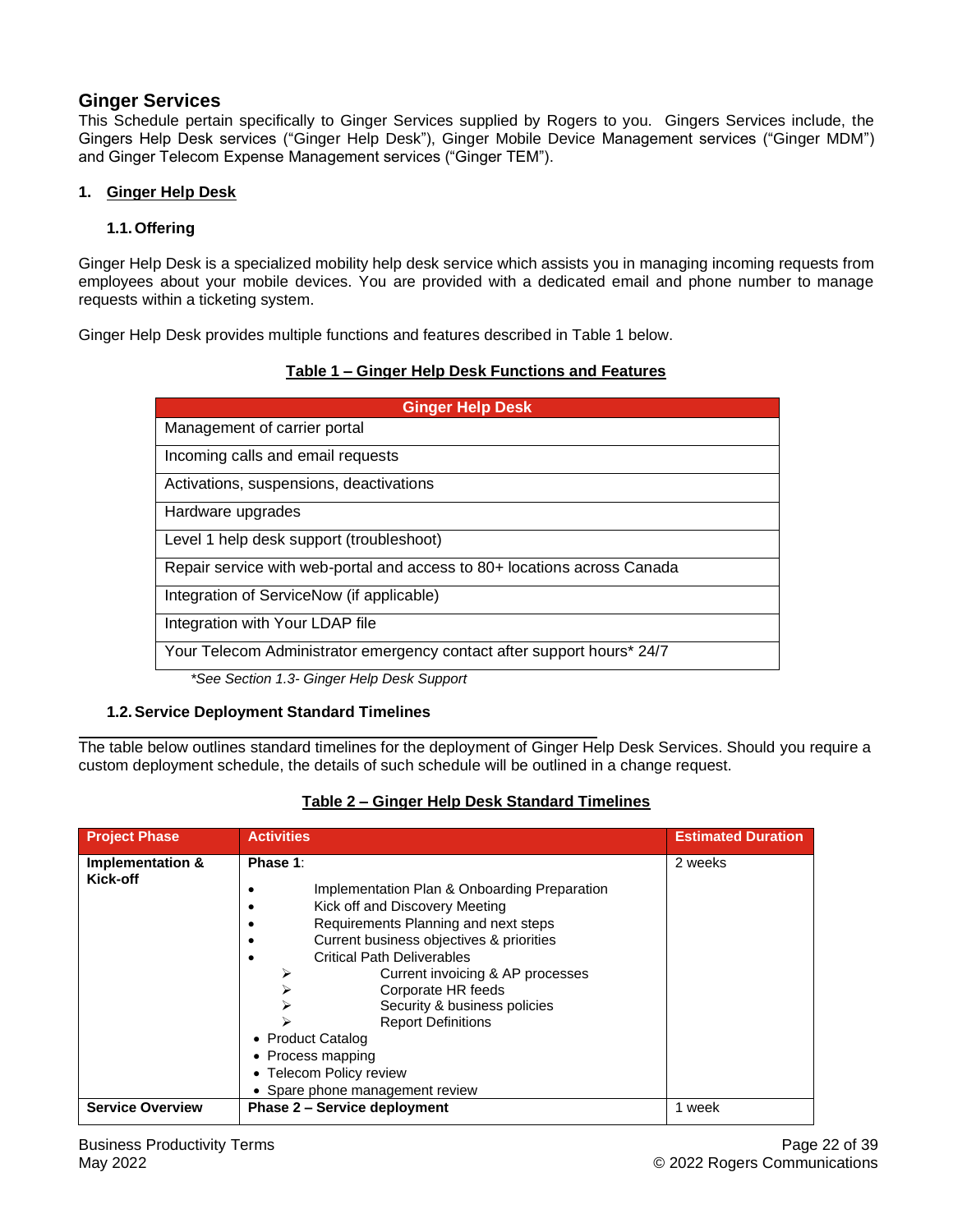## Ginger Services

This Schedule pertain specifically to Ginger Services supplied by Rogers to you. Gingers Services include, the Gingers Help Desk services ("Ginger Help Desk"), Ginger Mobile Device Management services ("Ginger MDM") and Ginger Telecom Expense Management services ("Ginger TEM").

### 1. Ginger Help Desk

#### 1.1. Offering

Ginger Help Desk is a specialized mobility help desk service which assists you in managing incoming requests from employees about your mobile devices. You are provided with a dedicated email and phone number to manage requests within a ticketing system.

Ginger Help Desk provides multiple functions and features described in Table 1 below.

**Table 1 – Ginger Help Desk Functions and Features**

| Ginger Help Desk |
|---|
| Management of carrier portal |
| Incoming calls and email requests |
| Activations, suspensions, deactivations |
| Hardware upgrades |
| Level 1 help desk support (troubleshoot) |
| Repair service with web-portal and access to 80+ locations across Canada |
| Integration of ServiceNow (if applicable) |
| Integration with Your LDAP file |
| Your Telecom Administrator emergency contact after support hours* 24/7 |

*\*See Section 1.3- Ginger Help Desk Support*

#### 1.2. Service Deployment Standard Timelines

The table below outlines standard timelines for the deployment of Ginger Help Desk Services. Should you require a custom deployment schedule, the details of such schedule will be outlined in a change request.

**Table 2 – Ginger Help Desk Standard Timelines**

| Project Phase | Activities | Estimated Duration |
|---|---|---|
| **Implementation & Kick-off** | **Phase 1**:<br>• Implementation Plan & Onboarding Preparation<br>• Kick off and Discovery Meeting<br>• Requirements Planning and next steps<br>• Current business objectives & priorities<br>• Critical Path Deliverables<br>➢ Current invoicing & AP processes<br>➢ Corporate HR feeds<br>➢ Security & business policies<br>➢ Report Definitions<br>• Product Catalog<br>• Process mapping<br>• Telecom Policy review<br>• Spare phone management review | 2 weeks |
| **Service Overview** | **Phase 2 – Service deployment** | 1 week |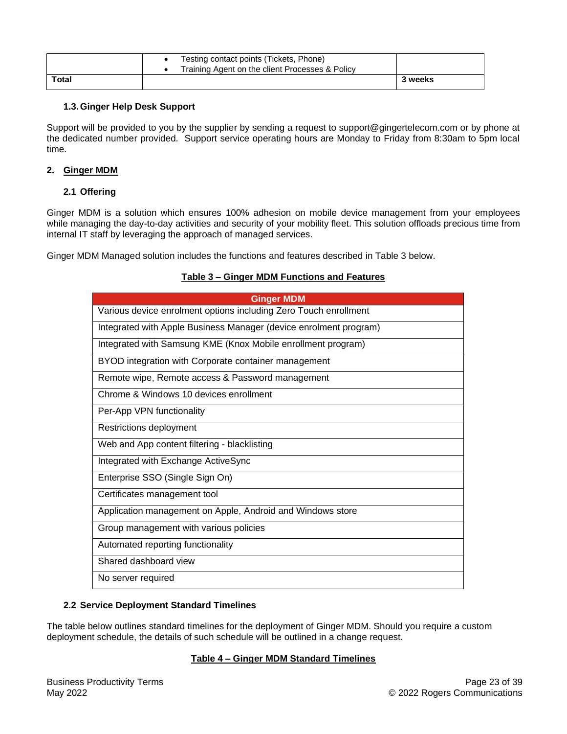|  |  |  |
|---|---|---|
|  | • Testing contact points (Tickets, Phone)<br>• Training Agent on the client Processes & Policy |  |
| **Total** |  | **3 weeks** |

### 1.3. Ginger Help Desk Support

Support will be provided to you by the supplier by sending a request to support@gingertelecom.com or by phone at the dedicated number provided. Support service operating hours are Monday to Friday from 8:30am to 5pm local time.

## 2. Ginger MDM

### 2.1 Offering

Ginger MDM is a solution which ensures 100% adhesion on mobile device management from your employees while managing the day-to-day activities and security of your mobility fleet. This solution offloads precious time from internal IT staff by leveraging the approach of managed services.

Ginger MDM Managed solution includes the functions and features described in Table 3 below.

**Table 3 – Ginger MDM Functions and Features**

| Ginger MDM |
|---|
| Various device enrolment options including Zero Touch enrollment |
| Integrated with Apple Business Manager (device enrolment program) |
| Integrated with Samsung KME (Knox Mobile enrollment program) |
| BYOD integration with Corporate container management |
| Remote wipe, Remote access & Password management |
| Chrome & Windows 10 devices enrollment |
| Per-App VPN functionality |
| Restrictions deployment |
| Web and App content filtering - blacklisting |
| Integrated with Exchange ActiveSync |
| Enterprise SSO (Single Sign On) |
| Certificates management tool |
| Application management on Apple, Android and Windows store |
| Group management with various policies |
| Automated reporting functionality |
| Shared dashboard view |
| No server required |

### 2.2 Service Deployment Standard Timelines

The table below outlines standard timelines for the deployment of Ginger MDM. Should you require a custom deployment schedule, the details of such schedule will be outlined in a change request.

**Table 4 – Ginger MDM Standard Timelines**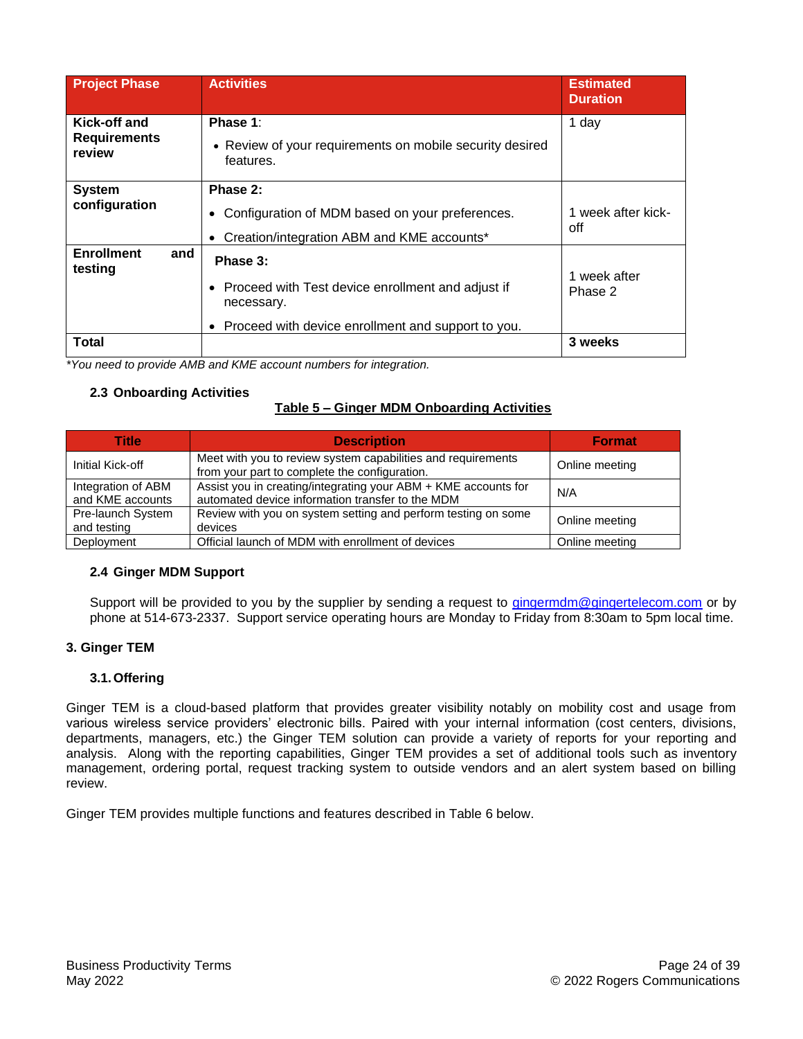| Project Phase | Activities | Estimated Duration |
|---|---|---|
| **Kick-off and Requirements review** | **Phase 1**: <br>• Review of your requirements on mobile security desired features. | 1 day |
| **System configuration** | **Phase 2:** <br>• Configuration of MDM based on your preferences. <br>• Creation/integration ABM and KME accounts* | 1 week after kick-off |
| **Enrollment and testing** | **Phase 3:** <br>• Proceed with Test device enrollment and adjust if necessary. <br>• Proceed with device enrollment and support to you. | 1 week after Phase 2 |
| **Total** | | **3 weeks** |

*\*You need to provide AMB and KME account numbers for integration.*

### 2.3 Onboarding Activities

**Table 5 – Ginger MDM Onboarding Activities**

| Title | Description | Format |
|---|---|---|
| Initial Kick-off | Meet with you to review system capabilities and requirements from your part to complete the configuration. | Online meeting |
| Integration of ABM and KME accounts | Assist you in creating/integrating your ABM + KME accounts for automated device information transfer to the MDM | N/A |
| Pre-launch System and testing | Review with you on system setting and perform testing on some devices | Online meeting |
| Deployment | Official launch of MDM with enrollment of devices | Online meeting |

### 2.4 Ginger MDM Support

Support will be provided to you by the supplier by sending a request to gingermdm@gingertelecom.com or by phone at 514-673-2337. Support service operating hours are Monday to Friday from 8:30am to 5pm local time.

## 3. Ginger TEM

### 3.1. Offering

Ginger TEM is a cloud-based platform that provides greater visibility notably on mobility cost and usage from various wireless service providers' electronic bills. Paired with your internal information (cost centers, divisions, departments, managers, etc.) the Ginger TEM solution can provide a variety of reports for your reporting and analysis. Along with the reporting capabilities, Ginger TEM provides a set of additional tools such as inventory management, ordering portal, request tracking system to outside vendors and an alert system based on billing review.

Ginger TEM provides multiple functions and features described in Table 6 below.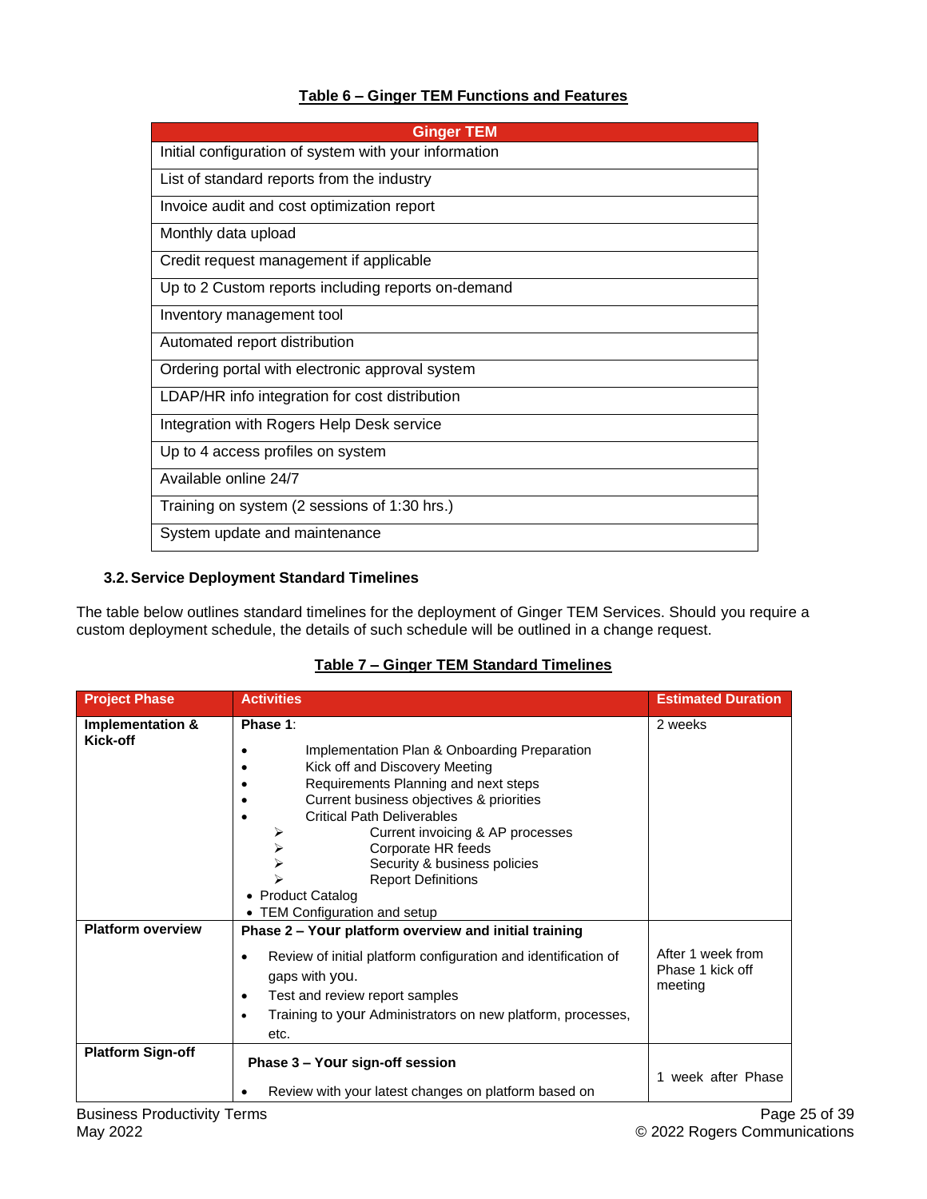**Table 6 – Ginger TEM Functions and Features**

| Ginger TEM |
|---|
| Initial configuration of system with your information |
| List of standard reports from the industry |
| Invoice audit and cost optimization report |
| Monthly data upload |
| Credit request management if applicable |
| Up to 2 Custom reports including reports on-demand |
| Inventory management tool |
| Automated report distribution |
| Ordering portal with electronic approval system |
| LDAP/HR info integration for cost distribution |
| Integration with Rogers Help Desk service |
| Up to 4 access profiles on system |
| Available online 24/7 |
| Training on system (2 sessions of 1:30 hrs.) |
| System update and maintenance |

### 3.2. Service Deployment Standard Timelines

The table below outlines standard timelines for the deployment of Ginger TEM Services. Should you require a custom deployment schedule, the details of such schedule will be outlined in a change request.

**Table 7 – Ginger TEM Standard Timelines**

| Project Phase | Activities | Estimated Duration |
|---|---|---|
| **Implementation & Kick-off** | Phase 1:<br>• Implementation Plan & Onboarding Preparation<br>• Kick off and Discovery Meeting<br>• Requirements Planning and next steps<br>• Current business objectives & priorities<br>• Critical Path Deliverables<br>➢ Current invoicing & AP processes<br>➢ Corporate HR feeds<br>➢ Security & business policies<br>➢ Report Definitions<br>• Product Catalog<br>• TEM Configuration and setup | 2 weeks |
| **Platform overview** | **Phase 2 – Your platform overview and initial training**<br>• Review of initial platform configuration and identification of gaps with you.<br>• Test and review report samples<br>• Training to your Administrators on new platform, processes, etc. | After 1 week from Phase 1 kick off meeting |
| **Platform Sign-off** | **Phase 3 – Your sign-off session**<br>• Review with your latest changes on platform based on | 1 week after Phase |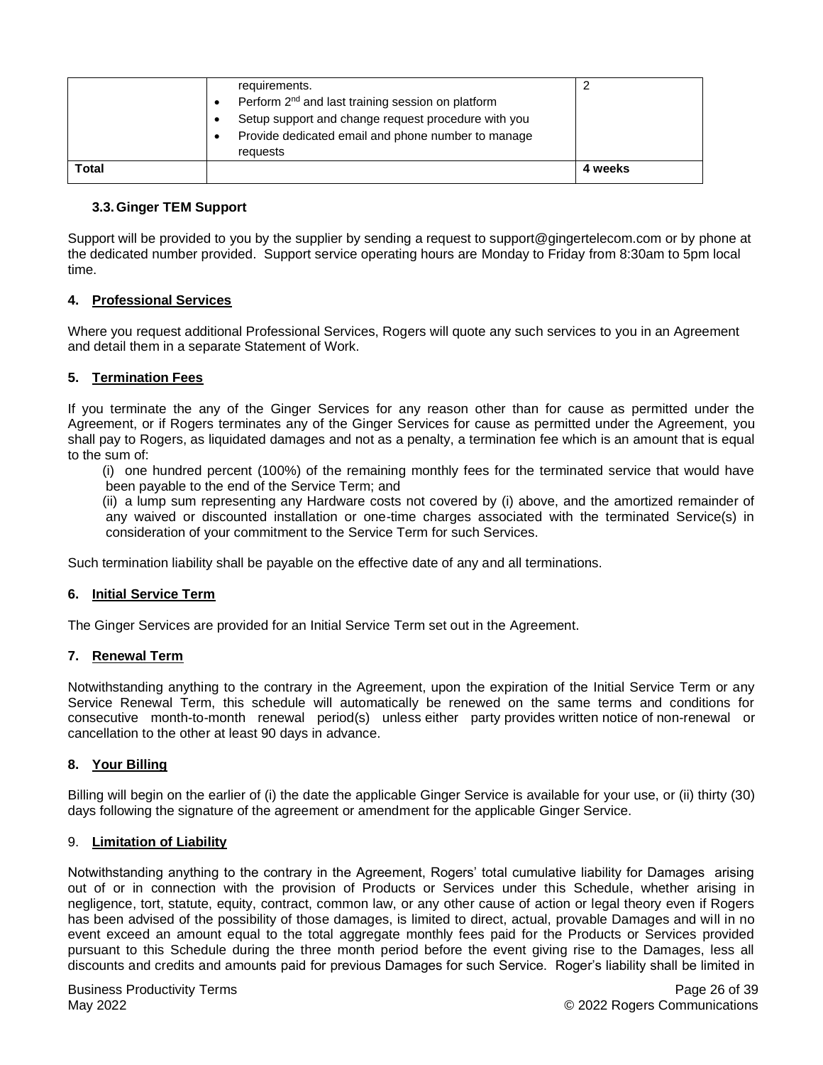|  |  |  |
| --- | --- | --- |
|  | requirements.<br>• Perform 2nd and last training session on platform<br>• Setup support and change request procedure with you<br>• Provide dedicated email and phone number to manage requests | 2 |
| **Total** |  | **4 weeks** |

### 3.3. Ginger TEM Support

Support will be provided to you by the supplier by sending a request to support@gingertelecom.com or by phone at the dedicated number provided. Support service operating hours are Monday to Friday from 8:30am to 5pm local time.

## 4. Professional Services

Where you request additional Professional Services, Rogers will quote any such services to you in an Agreement and detail them in a separate Statement of Work.

## 5. Termination Fees

If you terminate the any of the Ginger Services for any reason other than for cause as permitted under the Agreement, or if Rogers terminates any of the Ginger Services for cause as permitted under the Agreement, you shall pay to Rogers, as liquidated damages and not as a penalty, a termination fee which is an amount that is equal to the sum of:

(i) one hundred percent (100%) of the remaining monthly fees for the terminated service that would have been payable to the end of the Service Term; and

(ii) a lump sum representing any Hardware costs not covered by (i) above, and the amortized remainder of any waived or discounted installation or one-time charges associated with the terminated Service(s) in consideration of your commitment to the Service Term for such Services.

Such termination liability shall be payable on the effective date of any and all terminations.

## 6. Initial Service Term

The Ginger Services are provided for an Initial Service Term set out in the Agreement.

## 7. Renewal Term

Notwithstanding anything to the contrary in the Agreement, upon the expiration of the Initial Service Term or any Service Renewal Term, this schedule will automatically be renewed on the same terms and conditions for consecutive month-to-month renewal period(s) unless either party provides written notice of non-renewal or cancellation to the other at least 90 days in advance.

## 8. Your Billing

Billing will begin on the earlier of (i) the date the applicable Ginger Service is available for your use, or (ii) thirty (30) days following the signature of the agreement or amendment for the applicable Ginger Service.

## 9. Limitation of Liability

Notwithstanding anything to the contrary in the Agreement, Rogers' total cumulative liability for Damages arising out of or in connection with the provision of Products or Services under this Schedule, whether arising in negligence, tort, statute, equity, contract, common law, or any other cause of action or legal theory even if Rogers has been advised of the possibility of those damages, is limited to direct, actual, provable Damages and will in no event exceed an amount equal to the total aggregate monthly fees paid for the Products or Services provided pursuant to this Schedule during the three month period before the event giving rise to the Damages, less all discounts and credits and amounts paid for previous Damages for such Service. Roger's liability shall be limited in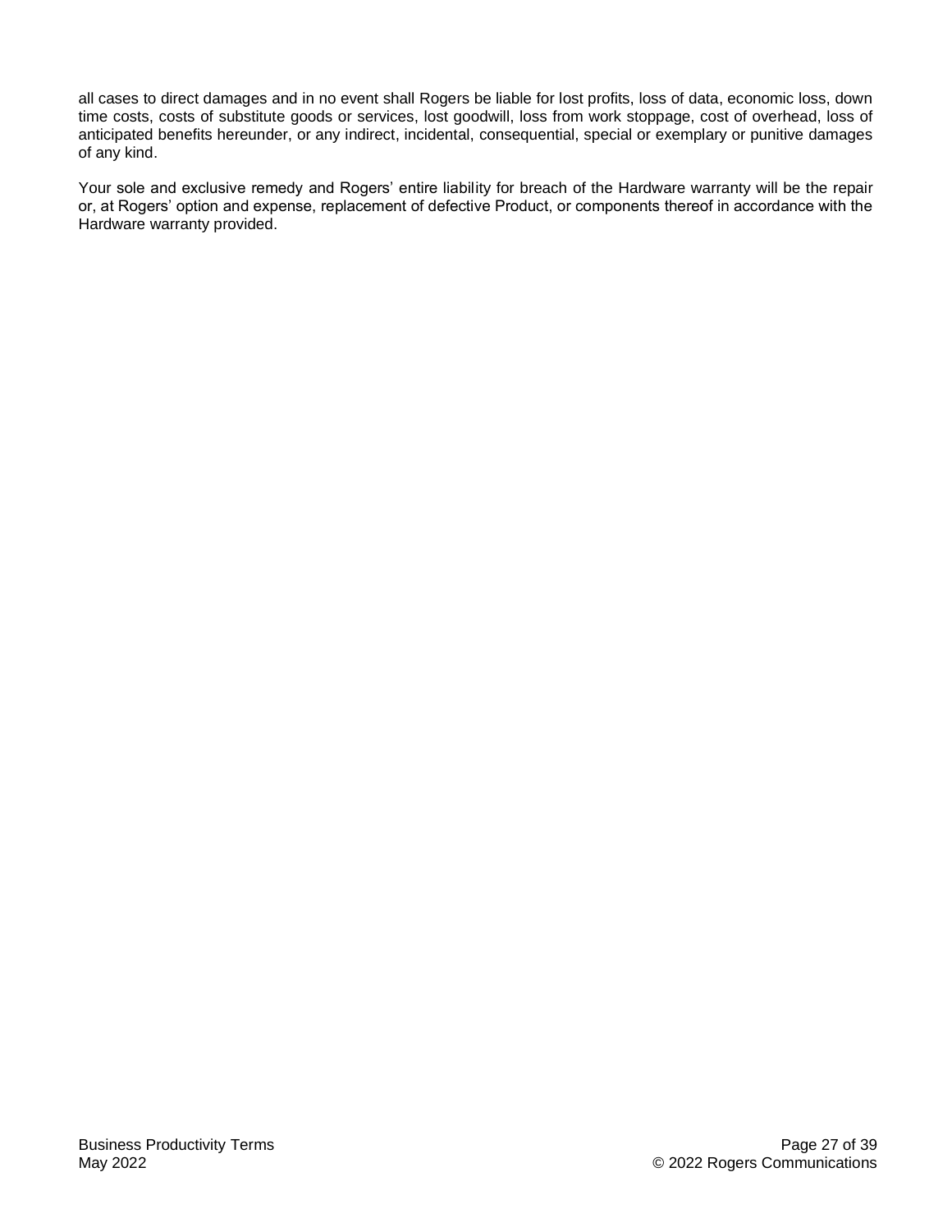all cases to direct damages and in no event shall Rogers be liable for lost profits, loss of data, economic loss, down time costs, costs of substitute goods or services, lost goodwill, loss from work stoppage, cost of overhead, loss of anticipated benefits hereunder, or any indirect, incidental, consequential, special or exemplary or punitive damages of any kind.

Your sole and exclusive remedy and Rogers' entire liability for breach of the Hardware warranty will be the repair or, at Rogers' option and expense, replacement of defective Product, or components thereof in accordance with the Hardware warranty provided.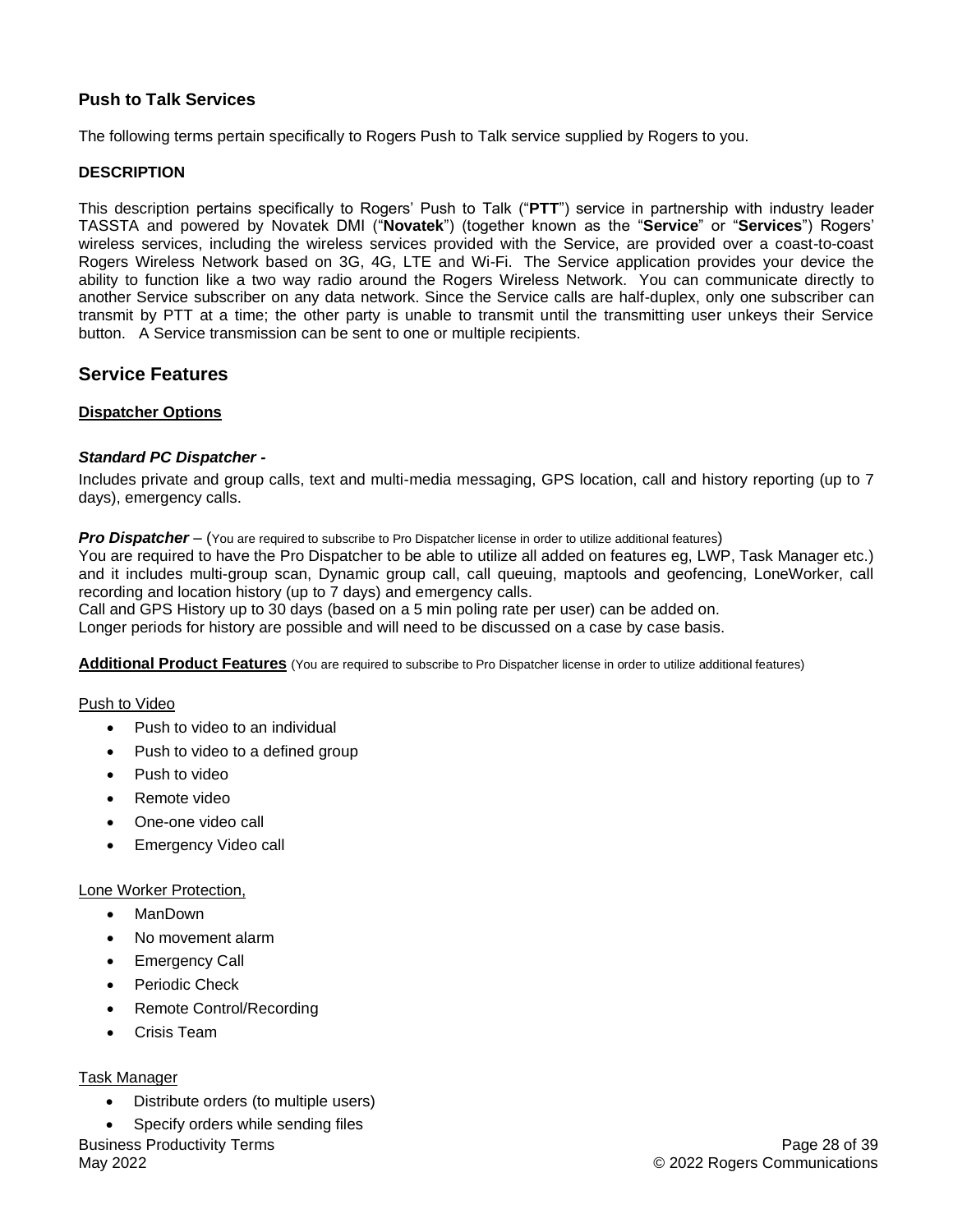### Push to Talk Services

The following terms pertain specifically to Rogers Push to Talk service supplied by Rogers to you.

**DESCRIPTION**

This description pertains specifically to Rogers' Push to Talk ("**PTT**") service in partnership with industry leader TASSTA and powered by Novatek DMI ("**Novatek**") (together known as the "**Service**" or "**Services**") Rogers' wireless services, including the wireless services provided with the Service, are provided over a coast-to-coast Rogers Wireless Network based on 3G, 4G, LTE and Wi-Fi. The Service application provides your device the ability to function like a two way radio around the Rogers Wireless Network. You can communicate directly to another Service subscriber on any data network. Since the Service calls are half-duplex, only one subscriber can transmit by PTT at a time; the other party is unable to transmit until the transmitting user unkeys their Service button. A Service transmission can be sent to one or multiple recipients.

## Service Features

**Dispatcher Options**

***Standard PC Dispatcher -***

Includes private and group calls, text and multi-media messaging, GPS location, call and history reporting (up to 7 days), emergency calls.

***Pro Dispatcher*** – (You are required to subscribe to Pro Dispatcher license in order to utilize additional features)

You are required to have the Pro Dispatcher to be able to utilize all added on features eg, LWP, Task Manager etc.) and it includes multi-group scan, Dynamic group call, call queuing, maptools and geofencing, LoneWorker, call recording and location history (up to 7 days) and emergency calls.

Call and GPS History up to 30 days (based on a 5 min poling rate per user) can be added on.

Longer periods for history are possible and will need to be discussed on a case by case basis.

**Additional Product Features** (You are required to subscribe to Pro Dispatcher license in order to utilize additional features)

Push to Video

- Push to video to an individual
- Push to video to a defined group
- Push to video
- Remote video
- One-one video call
- Emergency Video call

Lone Worker Protection,

- ManDown
- No movement alarm
- Emergency Call
- Periodic Check
- Remote Control/Recording
- Crisis Team

Task Manager

- Distribute orders (to multiple users)
- Specify orders while sending files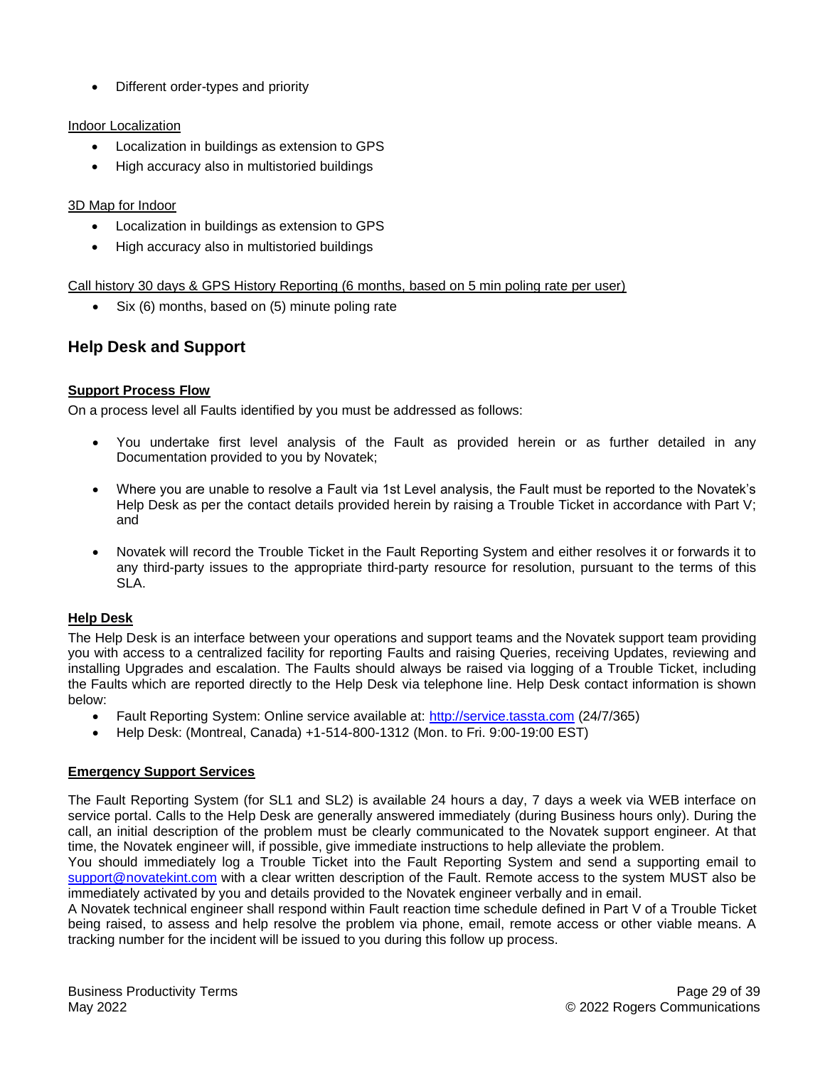- Different order-types and priority

Indoor Localization

- Localization in buildings as extension to GPS
- High accuracy also in multistoried buildings

3D Map for Indoor

- Localization in buildings as extension to GPS
- High accuracy also in multistoried buildings

Call history 30 days & GPS History Reporting (6 months, based on 5 min poling rate per user)

- Six (6) months, based on (5) minute poling rate

## Help Desk and Support

**Support Process Flow**

On a process level all Faults identified by you must be addressed as follows:

- You undertake first level analysis of the Fault as provided herein or as further detailed in any Documentation provided to you by Novatek;
- Where you are unable to resolve a Fault via 1st Level analysis, the Fault must be reported to the Novatek's Help Desk as per the contact details provided herein by raising a Trouble Ticket in accordance with Part V; and
- Novatek will record the Trouble Ticket in the Fault Reporting System and either resolves it or forwards it to any third-party issues to the appropriate third-party resource for resolution, pursuant to the terms of this SLA.

**Help Desk**

The Help Desk is an interface between your operations and support teams and the Novatek support team providing you with access to a centralized facility for reporting Faults and raising Queries, receiving Updates, reviewing and installing Upgrades and escalation. The Faults should always be raised via logging of a Trouble Ticket, including the Faults which are reported directly to the Help Desk via telephone line. Help Desk contact information is shown below:

- Fault Reporting System: Online service available at: http://service.tassta.com (24/7/365)
- Help Desk: (Montreal, Canada) +1-514-800-1312 (Mon. to Fri. 9:00-19:00 EST)

**Emergency Support Services**

The Fault Reporting System (for SL1 and SL2) is available 24 hours a day, 7 days a week via WEB interface on service portal. Calls to the Help Desk are generally answered immediately (during Business hours only). During the call, an initial description of the problem must be clearly communicated to the Novatek support engineer. At that time, the Novatek engineer will, if possible, give immediate instructions to help alleviate the problem.

You should immediately log a Trouble Ticket into the Fault Reporting System and send a supporting email to support@novatekint.com with a clear written description of the Fault. Remote access to the system MUST also be immediately activated by you and details provided to the Novatek engineer verbally and in email.

A Novatek technical engineer shall respond within Fault reaction time schedule defined in Part V of a Trouble Ticket being raised, to assess and help resolve the problem via phone, email, remote access or other viable means. A tracking number for the incident will be issued to you during this follow up process.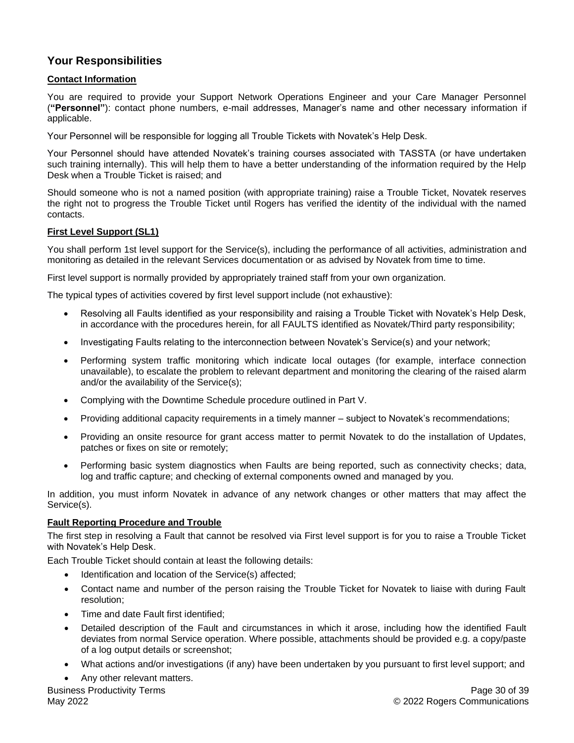## Your Responsibilities

**Contact Information**

You are required to provide your Support Network Operations Engineer and your Care Manager Personnel (**"Personnel"**): contact phone numbers, e-mail addresses, Manager's name and other necessary information if applicable.

Your Personnel will be responsible for logging all Trouble Tickets with Novatek's Help Desk.

Your Personnel should have attended Novatek's training courses associated with TASSTA (or have undertaken such training internally). This will help them to have a better understanding of the information required by the Help Desk when a Trouble Ticket is raised; and

Should someone who is not a named position (with appropriate training) raise a Trouble Ticket, Novatek reserves the right not to progress the Trouble Ticket until Rogers has verified the identity of the individual with the named contacts.

**First Level Support (SL1)**

You shall perform 1st level support for the Service(s), including the performance of all activities, administration and monitoring as detailed in the relevant Services documentation or as advised by Novatek from time to time.

First level support is normally provided by appropriately trained staff from your own organization.

The typical types of activities covered by first level support include (not exhaustive):

- Resolving all Faults identified as your responsibility and raising a Trouble Ticket with Novatek's Help Desk, in accordance with the procedures herein, for all FAULTS identified as Novatek/Third party responsibility;
- Investigating Faults relating to the interconnection between Novatek's Service(s) and your network;
- Performing system traffic monitoring which indicate local outages (for example, interface connection unavailable), to escalate the problem to relevant department and monitoring the clearing of the raised alarm and/or the availability of the Service(s);
- Complying with the Downtime Schedule procedure outlined in Part V.
- Providing additional capacity requirements in a timely manner – subject to Novatek's recommendations;
- Providing an onsite resource for grant access matter to permit Novatek to do the installation of Updates, patches or fixes on site or remotely;
- Performing basic system diagnostics when Faults are being reported, such as connectivity checks; data, log and traffic capture; and checking of external components owned and managed by you.

In addition, you must inform Novatek in advance of any network changes or other matters that may affect the Service(s).

**Fault Reporting Procedure and Trouble**

The first step in resolving a Fault that cannot be resolved via First level support is for you to raise a Trouble Ticket with Novatek's Help Desk.

Each Trouble Ticket should contain at least the following details:

- Identification and location of the Service(s) affected;
- Contact name and number of the person raising the Trouble Ticket for Novatek to liaise with during Fault resolution;
- Time and date Fault first identified;
- Detailed description of the Fault and circumstances in which it arose, including how the identified Fault deviates from normal Service operation. Where possible, attachments should be provided e.g. a copy/paste of a log output details or screenshot;
- What actions and/or investigations (if any) have been undertaken by you pursuant to first level support; and
- Any other relevant matters.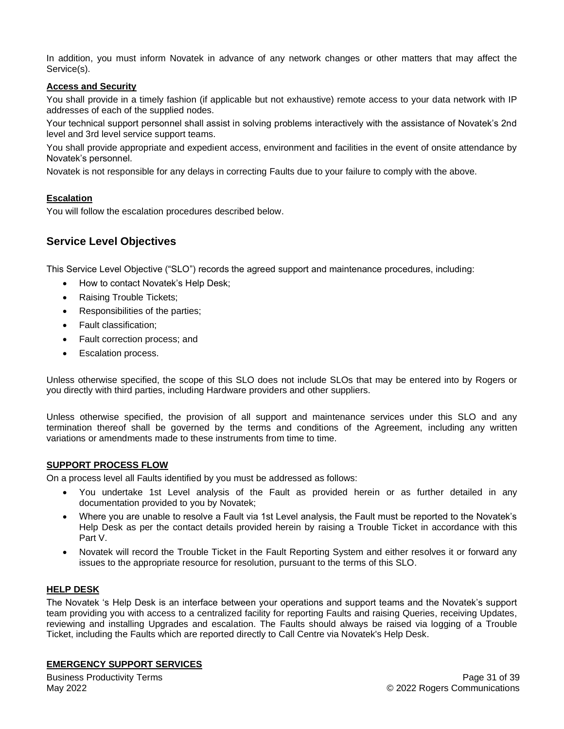In addition, you must inform Novatek in advance of any network changes or other matters that may affect the Service(s).

**Access and Security**

You shall provide in a timely fashion (if applicable but not exhaustive) remote access to your data network with IP addresses of each of the supplied nodes.

Your technical support personnel shall assist in solving problems interactively with the assistance of Novatek's 2nd level and 3rd level service support teams.

You shall provide appropriate and expedient access, environment and facilities in the event of onsite attendance by Novatek's personnel.

Novatek is not responsible for any delays in correcting Faults due to your failure to comply with the above.

**Escalation**

You will follow the escalation procedures described below.

## Service Level Objectives

This Service Level Objective ("SLO") records the agreed support and maintenance procedures, including:

- How to contact Novatek's Help Desk;
- Raising Trouble Tickets;
- Responsibilities of the parties;
- Fault classification;
- Fault correction process; and
- Escalation process.

Unless otherwise specified, the scope of this SLO does not include SLOs that may be entered into by Rogers or you directly with third parties, including Hardware providers and other suppliers.

Unless otherwise specified, the provision of all support and maintenance services under this SLO and any termination thereof shall be governed by the terms and conditions of the Agreement, including any written variations or amendments made to these instruments from time to time.

**SUPPORT PROCESS FLOW**

On a process level all Faults identified by you must be addressed as follows:

- You undertake 1st Level analysis of the Fault as provided herein or as further detailed in any documentation provided to you by Novatek;
- Where you are unable to resolve a Fault via 1st Level analysis, the Fault must be reported to the Novatek's Help Desk as per the contact details provided herein by raising a Trouble Ticket in accordance with this Part V.
- Novatek will record the Trouble Ticket in the Fault Reporting System and either resolves it or forward any issues to the appropriate resource for resolution, pursuant to the terms of this SLO.

**HELP DESK**

The Novatek 's Help Desk is an interface between your operations and support teams and the Novatek's support team providing you with access to a centralized facility for reporting Faults and raising Queries, receiving Updates, reviewing and installing Upgrades and escalation. The Faults should always be raised via logging of a Trouble Ticket, including the Faults which are reported directly to Call Centre via Novatek's Help Desk.

**EMERGENCY SUPPORT SERVICES**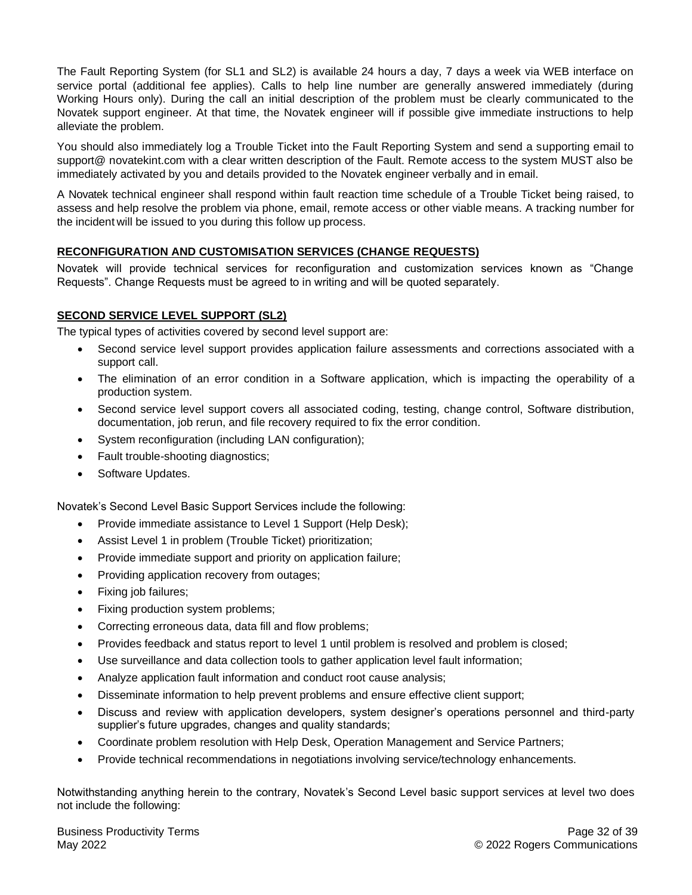The Fault Reporting System (for SL1 and SL2) is available 24 hours a day, 7 days a week via WEB interface on service portal (additional fee applies). Calls to help line number are generally answered immediately (during Working Hours only). During the call an initial description of the problem must be clearly communicated to the Novatek support engineer. At that time, the Novatek engineer will if possible give immediate instructions to help alleviate the problem.

You should also immediately log a Trouble Ticket into the Fault Reporting System and send a supporting email to support@ novatekint.com with a clear written description of the Fault. Remote access to the system MUST also be immediately activated by you and details provided to the Novatek engineer verbally and in email.

A Novatek technical engineer shall respond within fault reaction time schedule of a Trouble Ticket being raised, to assess and help resolve the problem via phone, email, remote access or other viable means. A tracking number for the incident will be issued to you during this follow up process.

**RECONFIGURATION AND CUSTOMISATION SERVICES (CHANGE REQUESTS)**

Novatek will provide technical services for reconfiguration and customization services known as "Change Requests". Change Requests must be agreed to in writing and will be quoted separately.

**SECOND SERVICE LEVEL SUPPORT (SL2)**

The typical types of activities covered by second level support are:

- Second service level support provides application failure assessments and corrections associated with a support call.
- The elimination of an error condition in a Software application, which is impacting the operability of a production system.
- Second service level support covers all associated coding, testing, change control, Software distribution, documentation, job rerun, and file recovery required to fix the error condition.
- System reconfiguration (including LAN configuration);
- Fault trouble-shooting diagnostics;
- Software Updates.

Novatek's Second Level Basic Support Services include the following:

- Provide immediate assistance to Level 1 Support (Help Desk);
- Assist Level 1 in problem (Trouble Ticket) prioritization;
- Provide immediate support and priority on application failure;
- Providing application recovery from outages;
- Fixing job failures;
- Fixing production system problems;
- Correcting erroneous data, data fill and flow problems;
- Provides feedback and status report to level 1 until problem is resolved and problem is closed;
- Use surveillance and data collection tools to gather application level fault information;
- Analyze application fault information and conduct root cause analysis;
- Disseminate information to help prevent problems and ensure effective client support;
- Discuss and review with application developers, system designer's operations personnel and third-party supplier's future upgrades, changes and quality standards;
- Coordinate problem resolution with Help Desk, Operation Management and Service Partners;
- Provide technical recommendations in negotiations involving service/technology enhancements.

Notwithstanding anything herein to the contrary, Novatek's Second Level basic support services at level two does not include the following: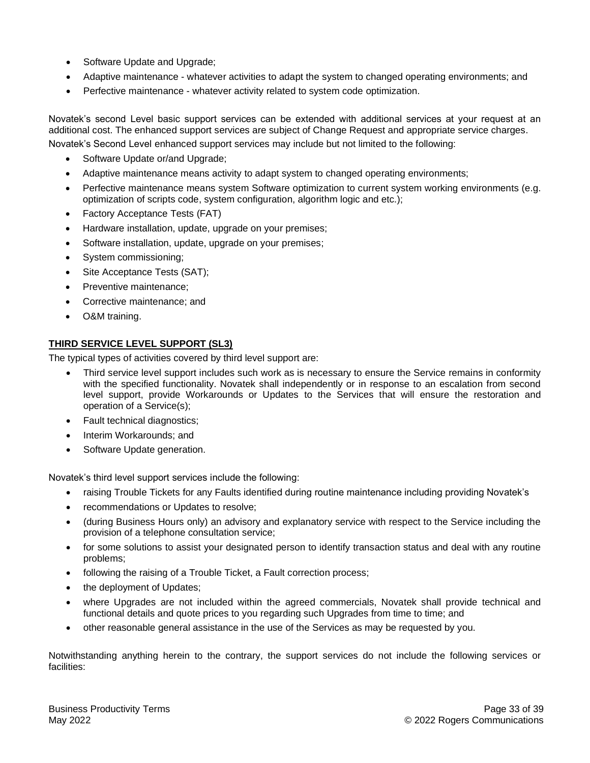- Software Update and Upgrade;
- Adaptive maintenance - whatever activities to adapt the system to changed operating environments; and
- Perfective maintenance - whatever activity related to system code optimization.

Novatek's second Level basic support services can be extended with additional services at your request at an additional cost. The enhanced support services are subject of Change Request and appropriate service charges.
Novatek's Second Level enhanced support services may include but not limited to the following:

- Software Update or/and Upgrade;
- Adaptive maintenance means activity to adapt system to changed operating environments;
- Perfective maintenance means system Software optimization to current system working environments (e.g. optimization of scripts code, system configuration, algorithm logic and etc.);
- Factory Acceptance Tests (FAT)
- Hardware installation, update, upgrade on your premises;
- Software installation, update, upgrade on your premises;
- System commissioning;
- Site Acceptance Tests (SAT);
- Preventive maintenance;
- Corrective maintenance; and
- O&M training.

**THIRD SERVICE LEVEL SUPPORT (SL3)**

The typical types of activities covered by third level support are:

- Third service level support includes such work as is necessary to ensure the Service remains in conformity with the specified functionality. Novatek shall independently or in response to an escalation from second level support, provide Workarounds or Updates to the Services that will ensure the restoration and operation of a Service(s);
- Fault technical diagnostics;
- Interim Workarounds; and
- Software Update generation.

Novatek's third level support services include the following:

- raising Trouble Tickets for any Faults identified during routine maintenance including providing Novatek's
- recommendations or Updates to resolve;
- (during Business Hours only) an advisory and explanatory service with respect to the Service including the provision of a telephone consultation service;
- for some solutions to assist your designated person to identify transaction status and deal with any routine problems;
- following the raising of a Trouble Ticket, a Fault correction process;
- the deployment of Updates;
- where Upgrades are not included within the agreed commercials, Novatek shall provide technical and functional details and quote prices to you regarding such Upgrades from time to time; and
- other reasonable general assistance in the use of the Services as may be requested by you.

Notwithstanding anything herein to the contrary, the support services do not include the following services or facilities: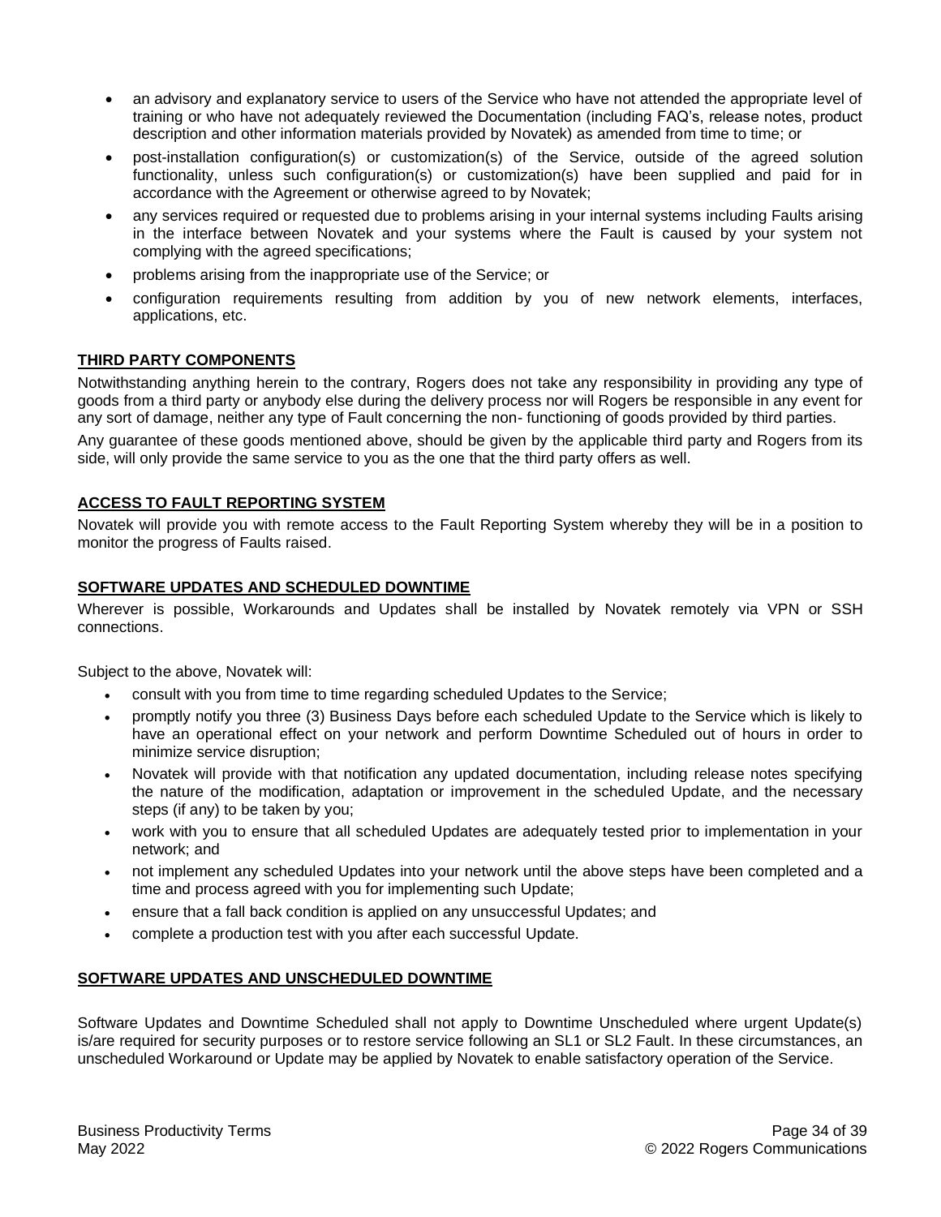- an advisory and explanatory service to users of the Service who have not attended the appropriate level of training or who have not adequately reviewed the Documentation (including FAQ's, release notes, product description and other information materials provided by Novatek) as amended from time to time; or
- post-installation configuration(s) or customization(s) of the Service, outside of the agreed solution functionality, unless such configuration(s) or customization(s) have been supplied and paid for in accordance with the Agreement or otherwise agreed to by Novatek;
- any services required or requested due to problems arising in your internal systems including Faults arising in the interface between Novatek and your systems where the Fault is caused by your system not complying with the agreed specifications;
- problems arising from the inappropriate use of the Service; or
- configuration requirements resulting from addition by you of new network elements, interfaces, applications, etc.

**THIRD PARTY COMPONENTS**

Notwithstanding anything herein to the contrary, Rogers does not take any responsibility in providing any type of goods from a third party or anybody else during the delivery process nor will Rogers be responsible in any event for any sort of damage, neither any type of Fault concerning the non- functioning of goods provided by third parties.

Any guarantee of these goods mentioned above, should be given by the applicable third party and Rogers from its side, will only provide the same service to you as the one that the third party offers as well.

**ACCESS TO FAULT REPORTING SYSTEM**

Novatek will provide you with remote access to the Fault Reporting System whereby they will be in a position to monitor the progress of Faults raised.

**SOFTWARE UPDATES AND SCHEDULED DOWNTIME**

Wherever is possible, Workarounds and Updates shall be installed by Novatek remotely via VPN or SSH connections.

Subject to the above, Novatek will:

- consult with you from time to time regarding scheduled Updates to the Service;
- promptly notify you three (3) Business Days before each scheduled Update to the Service which is likely to have an operational effect on your network and perform Downtime Scheduled out of hours in order to minimize service disruption;
- Novatek will provide with that notification any updated documentation, including release notes specifying the nature of the modification, adaptation or improvement in the scheduled Update, and the necessary steps (if any) to be taken by you;
- work with you to ensure that all scheduled Updates are adequately tested prior to implementation in your network; and
- not implement any scheduled Updates into your network until the above steps have been completed and a time and process agreed with you for implementing such Update;
- ensure that a fall back condition is applied on any unsuccessful Updates; and
- complete a production test with you after each successful Update.

**SOFTWARE UPDATES AND UNSCHEDULED DOWNTIME**

Software Updates and Downtime Scheduled shall not apply to Downtime Unscheduled where urgent Update(s) is/are required for security purposes or to restore service following an SL1 or SL2 Fault. In these circumstances, an unscheduled Workaround or Update may be applied by Novatek to enable satisfactory operation of the Service.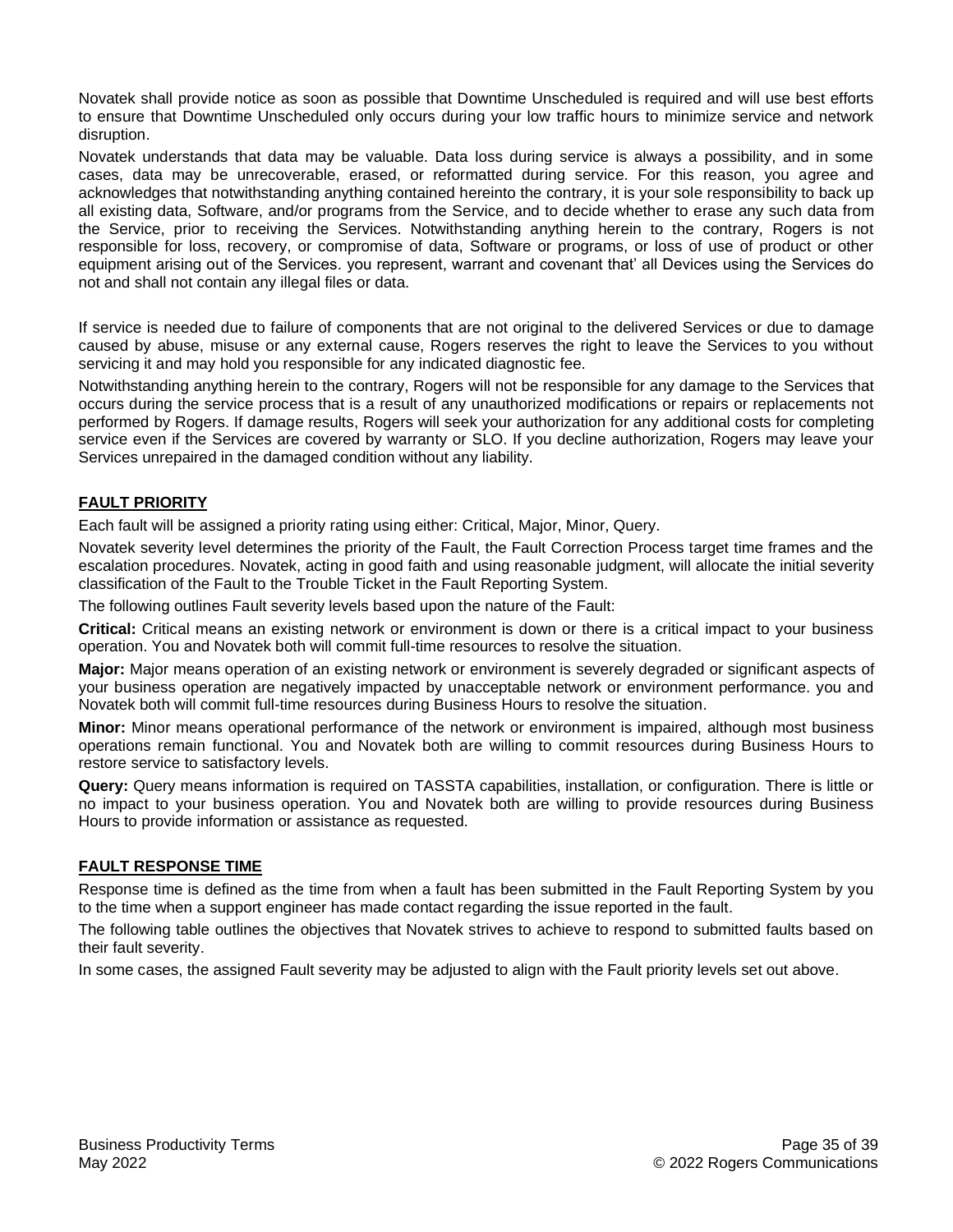Novatek shall provide notice as soon as possible that Downtime Unscheduled is required and will use best efforts to ensure that Downtime Unscheduled only occurs during your low traffic hours to minimize service and network disruption.

Novatek understands that data may be valuable. Data loss during service is always a possibility, and in some cases, data may be unrecoverable, erased, or reformatted during service. For this reason, you agree and acknowledges that notwithstanding anything contained hereinto the contrary, it is your sole responsibility to back up all existing data, Software, and/or programs from the Service, and to decide whether to erase any such data from the Service, prior to receiving the Services. Notwithstanding anything herein to the contrary, Rogers is not responsible for loss, recovery, or compromise of data, Software or programs, or loss of use of product or other equipment arising out of the Services. you represent, warrant and covenant that' all Devices using the Services do not and shall not contain any illegal files or data.

If service is needed due to failure of components that are not original to the delivered Services or due to damage caused by abuse, misuse or any external cause, Rogers reserves the right to leave the Services to you without servicing it and may hold you responsible for any indicated diagnostic fee.

Notwithstanding anything herein to the contrary, Rogers will not be responsible for any damage to the Services that occurs during the service process that is a result of any unauthorized modifications or repairs or replacements not performed by Rogers. If damage results, Rogers will seek your authorization for any additional costs for completing service even if the Services are covered by warranty or SLO. If you decline authorization, Rogers may leave your Services unrepaired in the damaged condition without any liability.

## FAULT PRIORITY

Each fault will be assigned a priority rating using either: Critical, Major, Minor, Query.

Novatek severity level determines the priority of the Fault, the Fault Correction Process target time frames and the escalation procedures. Novatek, acting in good faith and using reasonable judgment, will allocate the initial severity classification of the Fault to the Trouble Ticket in the Fault Reporting System.

The following outlines Fault severity levels based upon the nature of the Fault:

**Critical:** Critical means an existing network or environment is down or there is a critical impact to your business operation. You and Novatek both will commit full-time resources to resolve the situation.

**Major:** Major means operation of an existing network or environment is severely degraded or significant aspects of your business operation are negatively impacted by unacceptable network or environment performance. you and Novatek both will commit full-time resources during Business Hours to resolve the situation.

**Minor:** Minor means operational performance of the network or environment is impaired, although most business operations remain functional. You and Novatek both are willing to commit resources during Business Hours to restore service to satisfactory levels.

**Query:** Query means information is required on TASSTA capabilities, installation, or configuration. There is little or no impact to your business operation. You and Novatek both are willing to provide resources during Business Hours to provide information or assistance as requested.

## FAULT RESPONSE TIME

Response time is defined as the time from when a fault has been submitted in the Fault Reporting System by you to the time when a support engineer has made contact regarding the issue reported in the fault.

The following table outlines the objectives that Novatek strives to achieve to respond to submitted faults based on their fault severity.

In some cases, the assigned Fault severity may be adjusted to align with the Fault priority levels set out above.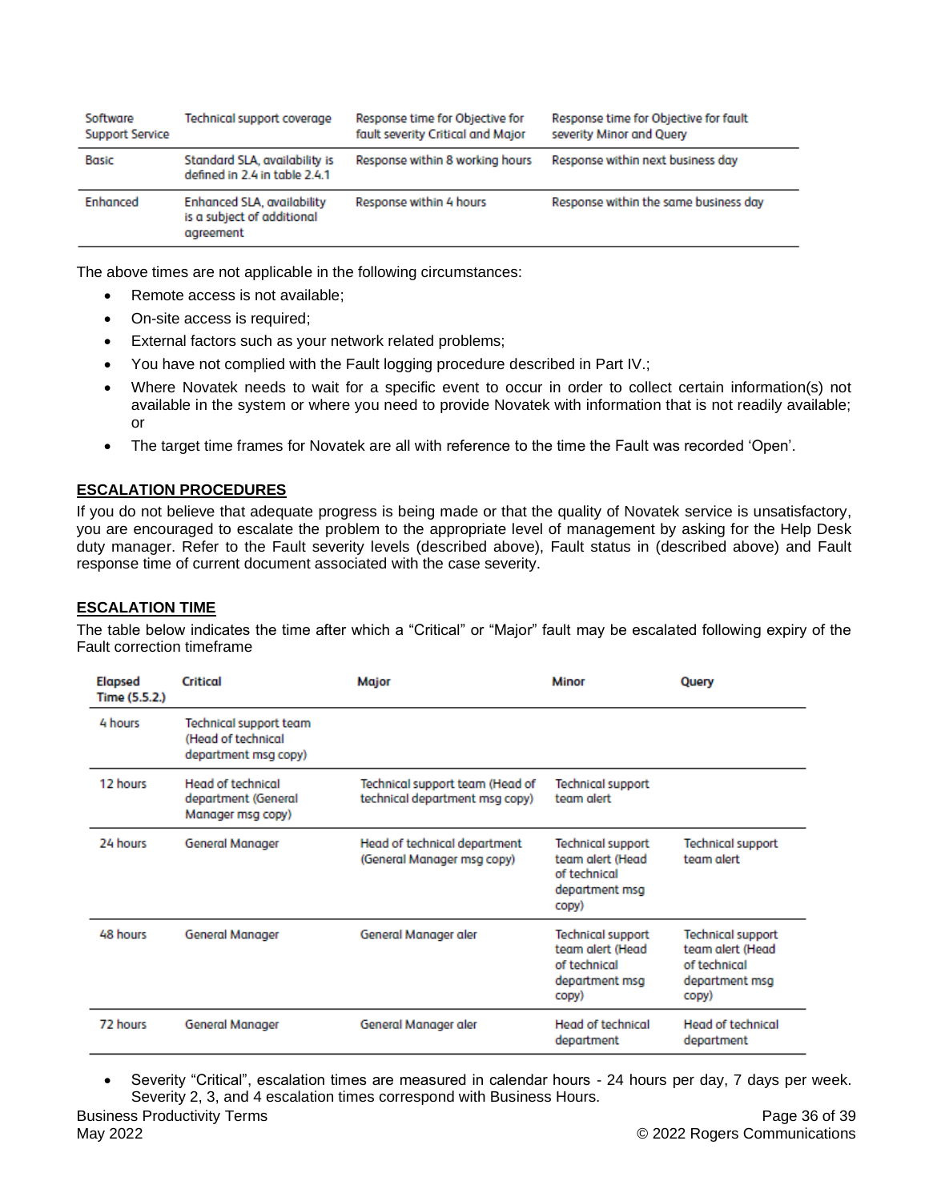| Software Support Service | Technical support coverage | Response time for Objective for fault severity Critical and Major | Response time for Objective for fault severity Minor and Query |
|---|---|---|---|
| Basic | Standard SLA, availability is defined in 2.4 in table 2.4.1 | Response within 8 working hours | Response within next business day |
| Enhanced | Enhanced SLA, availability is a subject of additional agreement | Response within 4 hours | Response within the same business day |

The above times are not applicable in the following circumstances:

- Remote access is not available;
- On-site access is required;
- External factors such as your network related problems;
- You have not complied with the Fault logging procedure described in Part IV.;
- Where Novatek needs to wait for a specific event to occur in order to collect certain information(s) not available in the system or where you need to provide Novatek with information that is not readily available; or
- The target time frames for Novatek are all with reference to the time the Fault was recorded 'Open'.

## ESCALATION PROCEDURES

If you do not believe that adequate progress is being made or that the quality of Novatek service is unsatisfactory, you are encouraged to escalate the problem to the appropriate level of management by asking for the Help Desk duty manager. Refer to the Fault severity levels (described above), Fault status in (described above) and Fault response time of current document associated with the case severity.

## ESCALATION TIME

The table below indicates the time after which a "Critical" or "Major" fault may be escalated following expiry of the Fault correction timeframe

| Elapsed Time (5.5.2.) | Critical | Major | Minor | Query |
|---|---|---|---|---|
| 4 hours | Technical support team (Head of technical department msg copy) | | | |
| 12 hours | Head of technical department (General Manager msg copy) | Technical support team (Head of technical department msg copy) | Technical support team alert | |
| 24 hours | General Manager | Head of technical department (General Manager msg copy) | Technical support team alert (Head of technical department msg copy) | Technical support team alert |
| 48 hours | General Manager | General Manager aler | Technical support team alert (Head of technical department msg copy) | Technical support team alert (Head of technical department msg copy) |
| 72 hours | General Manager | General Manager aler | Head of technical department | Head of technical department |

- Severity "Critical", escalation times are measured in calendar hours - 24 hours per day, 7 days per week. Severity 2, 3, and 4 escalation times correspond with Business Hours.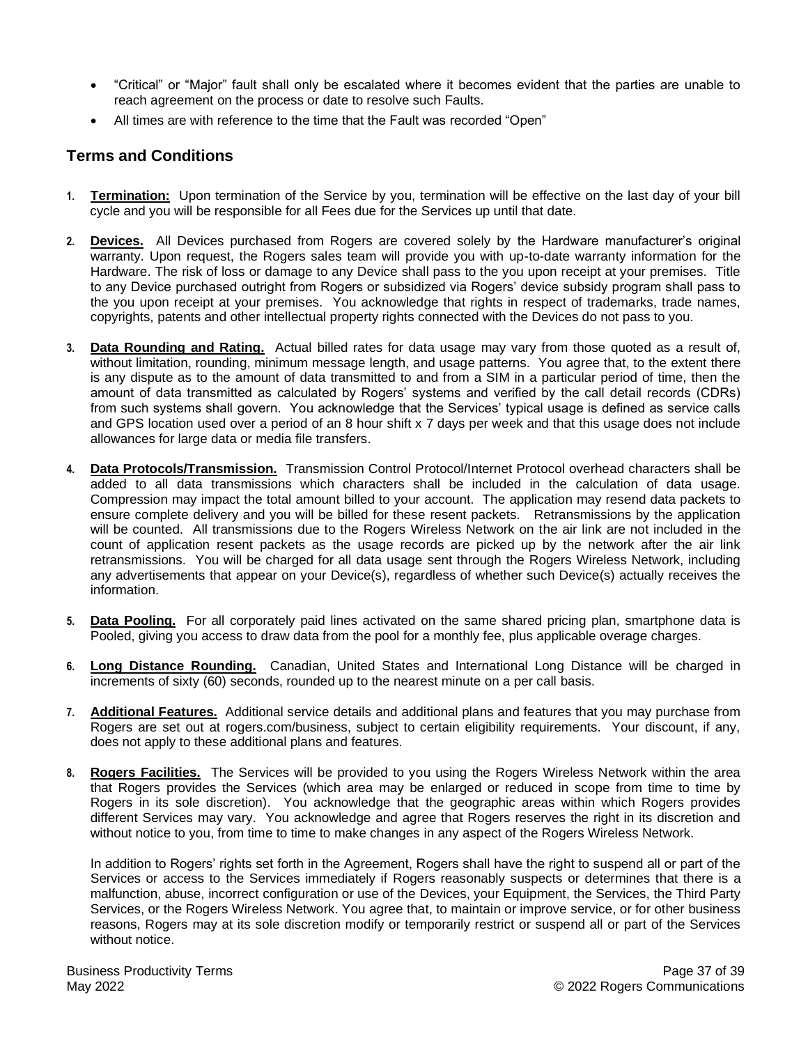- "Critical" or "Major" fault shall only be escalated where it becomes evident that the parties are unable to reach agreement on the process or date to resolve such Faults.
- All times are with reference to the time that the Fault was recorded "Open"

## Terms and Conditions

1. **Termination:** Upon termination of the Service by you, termination will be effective on the last day of your bill cycle and you will be responsible for all Fees due for the Services up until that date.

2. **Devices.** All Devices purchased from Rogers are covered solely by the Hardware manufacturer's original warranty. Upon request, the Rogers sales team will provide you with up-to-date warranty information for the Hardware. The risk of loss or damage to any Device shall pass to the you upon receipt at your premises. Title to any Device purchased outright from Rogers or subsidized via Rogers' device subsidy program shall pass to the you upon receipt at your premises. You acknowledge that rights in respect of trademarks, trade names, copyrights, patents and other intellectual property rights connected with the Devices do not pass to you.

3. **Data Rounding and Rating.** Actual billed rates for data usage may vary from those quoted as a result of, without limitation, rounding, minimum message length, and usage patterns. You agree that, to the extent there is any dispute as to the amount of data transmitted to and from a SIM in a particular period of time, then the amount of data transmitted as calculated by Rogers' systems and verified by the call detail records (CDRs) from such systems shall govern. You acknowledge that the Services' typical usage is defined as service calls and GPS location used over a period of an 8 hour shift x 7 days per week and that this usage does not include allowances for large data or media file transfers.

4. **Data Protocols/Transmission.** Transmission Control Protocol/Internet Protocol overhead characters shall be added to all data transmissions which characters shall be included in the calculation of data usage. Compression may impact the total amount billed to your account. The application may resend data packets to ensure complete delivery and you will be billed for these resent packets. Retransmissions by the application will be counted. All transmissions due to the Rogers Wireless Network on the air link are not included in the count of application resent packets as the usage records are picked up by the network after the air link retransmissions. You will be charged for all data usage sent through the Rogers Wireless Network, including any advertisements that appear on your Device(s), regardless of whether such Device(s) actually receives the information.

5. **Data Pooling.** For all corporately paid lines activated on the same shared pricing plan, smartphone data is Pooled, giving you access to draw data from the pool for a monthly fee, plus applicable overage charges.

6. **Long Distance Rounding.** Canadian, United States and International Long Distance will be charged in increments of sixty (60) seconds, rounded up to the nearest minute on a per call basis.

7. **Additional Features.** Additional service details and additional plans and features that you may purchase from Rogers are set out at rogers.com/business, subject to certain eligibility requirements. Your discount, if any, does not apply to these additional plans and features.

8. **Rogers Facilities.** The Services will be provided to you using the Rogers Wireless Network within the area that Rogers provides the Services (which area may be enlarged or reduced in scope from time to time by Rogers in its sole discretion). You acknowledge that the geographic areas within which Rogers provides different Services may vary. You acknowledge and agree that Rogers reserves the right in its discretion and without notice to you, from time to time to make changes in any aspect of the Rogers Wireless Network.

   In addition to Rogers' rights set forth in the Agreement, Rogers shall have the right to suspend all or part of the Services or access to the Services immediately if Rogers reasonably suspects or determines that there is a malfunction, abuse, incorrect configuration or use of the Devices, your Equipment, the Services, the Third Party Services, or the Rogers Wireless Network. You agree that, to maintain or improve service, or for other business reasons, Rogers may at its sole discretion modify or temporarily restrict or suspend all or part of the Services without notice.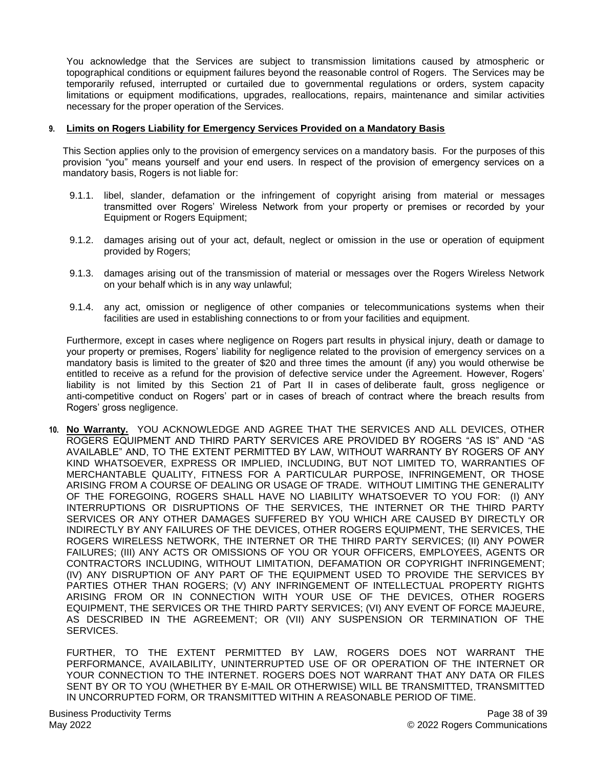You acknowledge that the Services are subject to transmission limitations caused by atmospheric or topographical conditions or equipment failures beyond the reasonable control of Rogers. The Services may be temporarily refused, interrupted or curtailed due to governmental regulations or orders, system capacity limitations or equipment modifications, upgrades, reallocations, repairs, maintenance and similar activities necessary for the proper operation of the Services.

**9. Limits on Rogers Liability for Emergency Services Provided on a Mandatory Basis**

This Section applies only to the provision of emergency services on a mandatory basis. For the purposes of this provision "you" means yourself and your end users. In respect of the provision of emergency services on a mandatory basis, Rogers is not liable for:

9.1.1. libel, slander, defamation or the infringement of copyright arising from material or messages transmitted over Rogers' Wireless Network from your property or premises or recorded by your Equipment or Rogers Equipment;

9.1.2. damages arising out of your act, default, neglect or omission in the use or operation of equipment provided by Rogers;

9.1.3. damages arising out of the transmission of material or messages over the Rogers Wireless Network on your behalf which is in any way unlawful;

9.1.4. any act, omission or negligence of other companies or telecommunications systems when their facilities are used in establishing connections to or from your facilities and equipment.

Furthermore, except in cases where negligence on Rogers part results in physical injury, death or damage to your property or premises, Rogers' liability for negligence related to the provision of emergency services on a mandatory basis is limited to the greater of $20 and three times the amount (if any) you would otherwise be entitled to receive as a refund for the provision of defective service under the Agreement. However, Rogers' liability is not limited by this Section 21 of Part II in cases of deliberate fault, gross negligence or anti-competitive conduct on Rogers' part or in cases of breach of contract where the breach results from Rogers' gross negligence.

**10. No Warranty.** YOU ACKNOWLEDGE AND AGREE THAT THE SERVICES AND ALL DEVICES, OTHER ROGERS EQUIPMENT AND THIRD PARTY SERVICES ARE PROVIDED BY ROGERS "AS IS" AND "AS AVAILABLE" AND, TO THE EXTENT PERMITTED BY LAW, WITHOUT WARRANTY BY ROGERS OF ANY KIND WHATSOEVER, EXPRESS OR IMPLIED, INCLUDING, BUT NOT LIMITED TO, WARRANTIES OF MERCHANTABLE QUALITY, FITNESS FOR A PARTICULAR PURPOSE, INFRINGEMENT, OR THOSE ARISING FROM A COURSE OF DEALING OR USAGE OF TRADE. WITHOUT LIMITING THE GENERALITY OF THE FOREGOING, ROGERS SHALL HAVE NO LIABILITY WHATSOEVER TO YOU FOR: (I) ANY INTERRUPTIONS OR DISRUPTIONS OF THE SERVICES, THE INTERNET OR THE THIRD PARTY SERVICES OR ANY OTHER DAMAGES SUFFERED BY YOU WHICH ARE CAUSED BY DIRECTLY OR INDIRECTLY BY ANY FAILURES OF THE DEVICES, OTHER ROGERS EQUIPMENT, THE SERVICES, THE ROGERS WIRELESS NETWORK, THE INTERNET OR THE THIRD PARTY SERVICES; (II) ANY POWER FAILURES; (III) ANY ACTS OR OMISSIONS OF YOU OR YOUR OFFICERS, EMPLOYEES, AGENTS OR CONTRACTORS INCLUDING, WITHOUT LIMITATION, DEFAMATION OR COPYRIGHT INFRINGEMENT; (IV) ANY DISRUPTION OF ANY PART OF THE EQUIPMENT USED TO PROVIDE THE SERVICES BY PARTIES OTHER THAN ROGERS; (V) ANY INFRINGEMENT OF INTELLECTUAL PROPERTY RIGHTS ARISING FROM OR IN CONNECTION WITH YOUR USE OF THE DEVICES, OTHER ROGERS EQUIPMENT, THE SERVICES OR THE THIRD PARTY SERVICES; (VI) ANY EVENT OF FORCE MAJEURE, AS DESCRIBED IN THE AGREEMENT; OR (VII) ANY SUSPENSION OR TERMINATION OF THE SERVICES.

FURTHER, TO THE EXTENT PERMITTED BY LAW, ROGERS DOES NOT WARRANT THE PERFORMANCE, AVAILABILITY, UNINTERRUPTED USE OF OR OPERATION OF THE INTERNET OR YOUR CONNECTION TO THE INTERNET. ROGERS DOES NOT WARRANT THAT ANY DATA OR FILES SENT BY OR TO YOU (WHETHER BY E-MAIL OR OTHERWISE) WILL BE TRANSMITTED, TRANSMITTED IN UNCORRUPTED FORM, OR TRANSMITTED WITHIN A REASONABLE PERIOD OF TIME.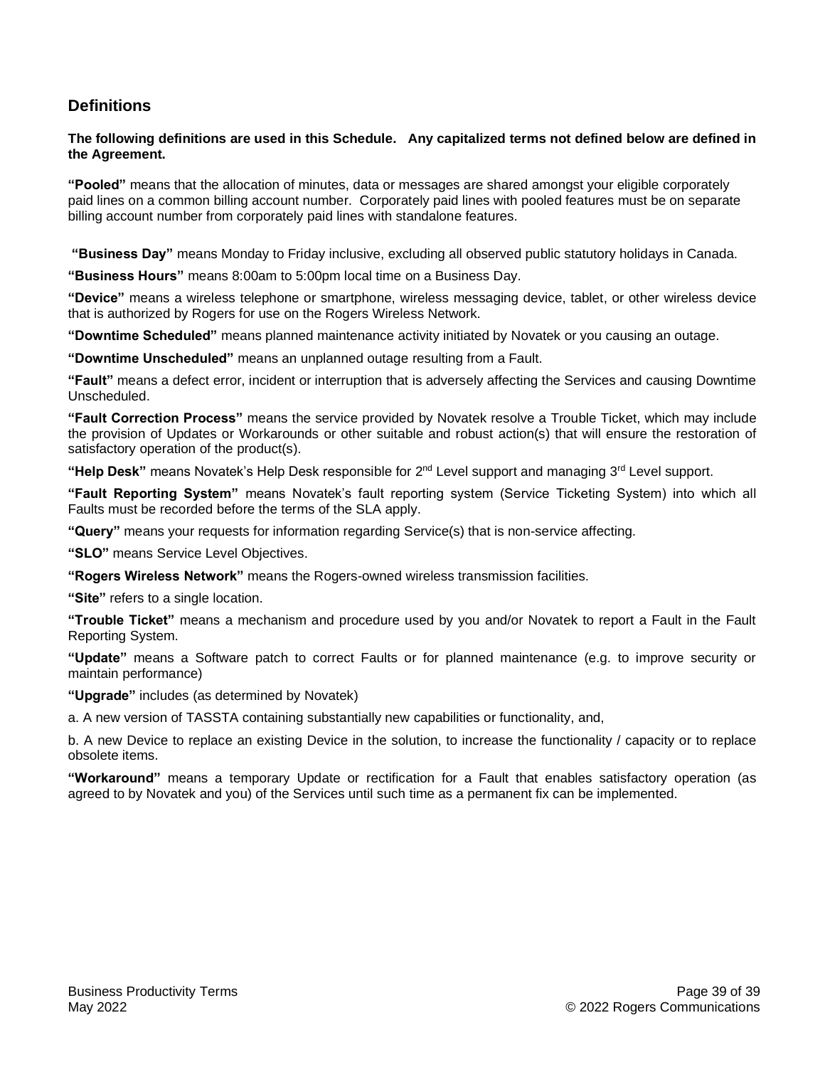## Definitions

**The following definitions are used in this Schedule. Any capitalized terms not defined below are defined in the Agreement.**

**"Pooled"** means that the allocation of minutes, data or messages are shared amongst your eligible corporately paid lines on a common billing account number. Corporately paid lines with pooled features must be on separate billing account number from corporately paid lines with standalone features.

**"Business Day"** means Monday to Friday inclusive, excluding all observed public statutory holidays in Canada.

**"Business Hours"** means 8:00am to 5:00pm local time on a Business Day.

**"Device"** means a wireless telephone or smartphone, wireless messaging device, tablet, or other wireless device that is authorized by Rogers for use on the Rogers Wireless Network.

**"Downtime Scheduled"** means planned maintenance activity initiated by Novatek or you causing an outage.

**"Downtime Unscheduled"** means an unplanned outage resulting from a Fault.

**"Fault"** means a defect error, incident or interruption that is adversely affecting the Services and causing Downtime Unscheduled.

**"Fault Correction Process"** means the service provided by Novatek resolve a Trouble Ticket, which may include the provision of Updates or Workarounds or other suitable and robust action(s) that will ensure the restoration of satisfactory operation of the product(s).

**"Help Desk"** means Novatek's Help Desk responsible for 2nd Level support and managing 3rd Level support.

**"Fault Reporting System"** means Novatek's fault reporting system (Service Ticketing System) into which all Faults must be recorded before the terms of the SLA apply.

**"Query"** means your requests for information regarding Service(s) that is non-service affecting.

**"SLO"** means Service Level Objectives.

**"Rogers Wireless Network"** means the Rogers-owned wireless transmission facilities.

**"Site"** refers to a single location.

**"Trouble Ticket"** means a mechanism and procedure used by you and/or Novatek to report a Fault in the Fault Reporting System.

**"Update"** means a Software patch to correct Faults or for planned maintenance (e.g. to improve security or maintain performance)

**"Upgrade"** includes (as determined by Novatek)

a. A new version of TASSTA containing substantially new capabilities or functionality, and,

b. A new Device to replace an existing Device in the solution, to increase the functionality / capacity or to replace obsolete items.

**"Workaround"** means a temporary Update or rectification for a Fault that enables satisfactory operation (as agreed to by Novatek and you) of the Services until such time as a permanent fix can be implemented.